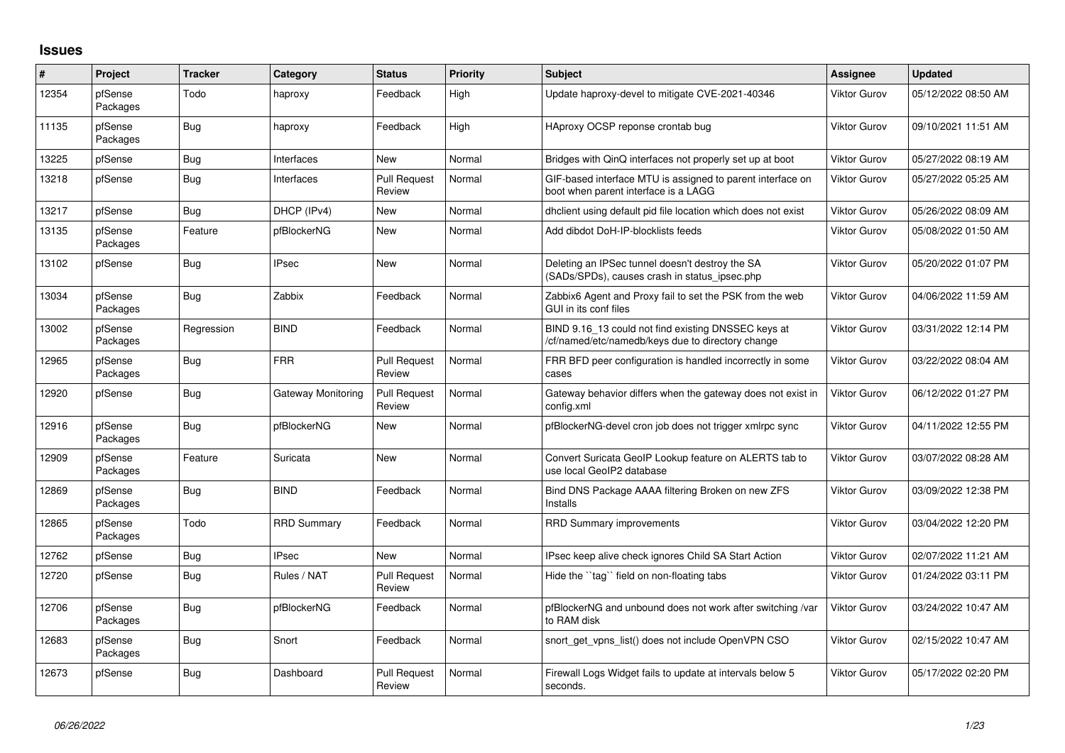## Issues

| # | Project | Tracker | Category | Status | Priority | Subject | Assignee | Updated |
|---|---|---|---|---|---|---|---|---|
| 12354 | pfSense Packages | Todo | haproxy | Feedback | High | Update haproxy-devel to mitigate CVE-2021-40346 | Viktor Gurov | 05/12/2022 08:50 AM |
| 11135 | pfSense Packages | Bug | haproxy | Feedback | High | HAproxy OCSP reponse crontab bug | Viktor Gurov | 09/10/2021 11:51 AM |
| 13225 | pfSense | Bug | Interfaces | New | Normal | Bridges with QinQ interfaces not properly set up at boot | Viktor Gurov | 05/27/2022 08:19 AM |
| 13218 | pfSense | Bug | Interfaces | Pull Request Review | Normal | GIF-based interface MTU is assigned to parent interface on boot when parent interface is a LAGG | Viktor Gurov | 05/27/2022 05:25 AM |
| 13217 | pfSense | Bug | DHCP (IPv4) | New | Normal | dhclient using default pid file location which does not exist | Viktor Gurov | 05/26/2022 08:09 AM |
| 13135 | pfSense Packages | Feature | pfBlockerNG | New | Normal | Add dibdot DoH-IP-blocklists feeds | Viktor Gurov | 05/08/2022 01:50 AM |
| 13102 | pfSense | Bug | IPsec | New | Normal | Deleting an IPSec tunnel doesn't destroy the SA (SADs/SPDs), causes crash in status_ipsec.php | Viktor Gurov | 05/20/2022 01:07 PM |
| 13034 | pfSense Packages | Bug | Zabbix | Feedback | Normal | Zabbix6 Agent and Proxy fail to set the PSK from the web GUI in its conf files | Viktor Gurov | 04/06/2022 11:59 AM |
| 13002 | pfSense Packages | Regression | BIND | Feedback | Normal | BIND 9.16_13 could not find existing DNSSEC keys at /cf/named/etc/namedb/keys due to directory change | Viktor Gurov | 03/31/2022 12:14 PM |
| 12965 | pfSense Packages | Bug | FRR | Pull Request Review | Normal | FRR BFD peer configuration is handled incorrectly in some cases | Viktor Gurov | 03/22/2022 08:04 AM |
| 12920 | pfSense | Bug | Gateway Monitoring | Pull Request Review | Normal | Gateway behavior differs when the gateway does not exist in config.xml | Viktor Gurov | 06/12/2022 01:27 PM |
| 12916 | pfSense Packages | Bug | pfBlockerNG | New | Normal | pfBlockerNG-devel cron job does not trigger xmlrpc sync | Viktor Gurov | 04/11/2022 12:55 PM |
| 12909 | pfSense Packages | Feature | Suricata | New | Normal | Convert Suricata GeoIP Lookup feature on ALERTS tab to use local GeoIP2 database | Viktor Gurov | 03/07/2022 08:28 AM |
| 12869 | pfSense Packages | Bug | BIND | Feedback | Normal | Bind DNS Package AAAA filtering Broken on new ZFS Installs | Viktor Gurov | 03/09/2022 12:38 PM |
| 12865 | pfSense Packages | Todo | RRD Summary | Feedback | Normal | RRD Summary improvements | Viktor Gurov | 03/04/2022 12:20 PM |
| 12762 | pfSense | Bug | IPsec | New | Normal | IPsec keep alive check ignores Child SA Start Action | Viktor Gurov | 02/07/2022 11:21 AM |
| 12720 | pfSense | Bug | Rules / NAT | Pull Request Review | Normal | Hide the ``tag`` field on non-floating tabs | Viktor Gurov | 01/24/2022 03:11 PM |
| 12706 | pfSense Packages | Bug | pfBlockerNG | Feedback | Normal | pfBlockerNG and unbound does not work after switching /var to RAM disk | Viktor Gurov | 03/24/2022 10:47 AM |
| 12683 | pfSense Packages | Bug | Snort | Feedback | Normal | snort_get_vpns_list() does not include OpenVPN CSO | Viktor Gurov | 02/15/2022 10:47 AM |
| 12673 | pfSense | Bug | Dashboard | Pull Request Review | Normal | Firewall Logs Widget fails to update at intervals below 5 seconds. | Viktor Gurov | 05/17/2022 02:20 PM |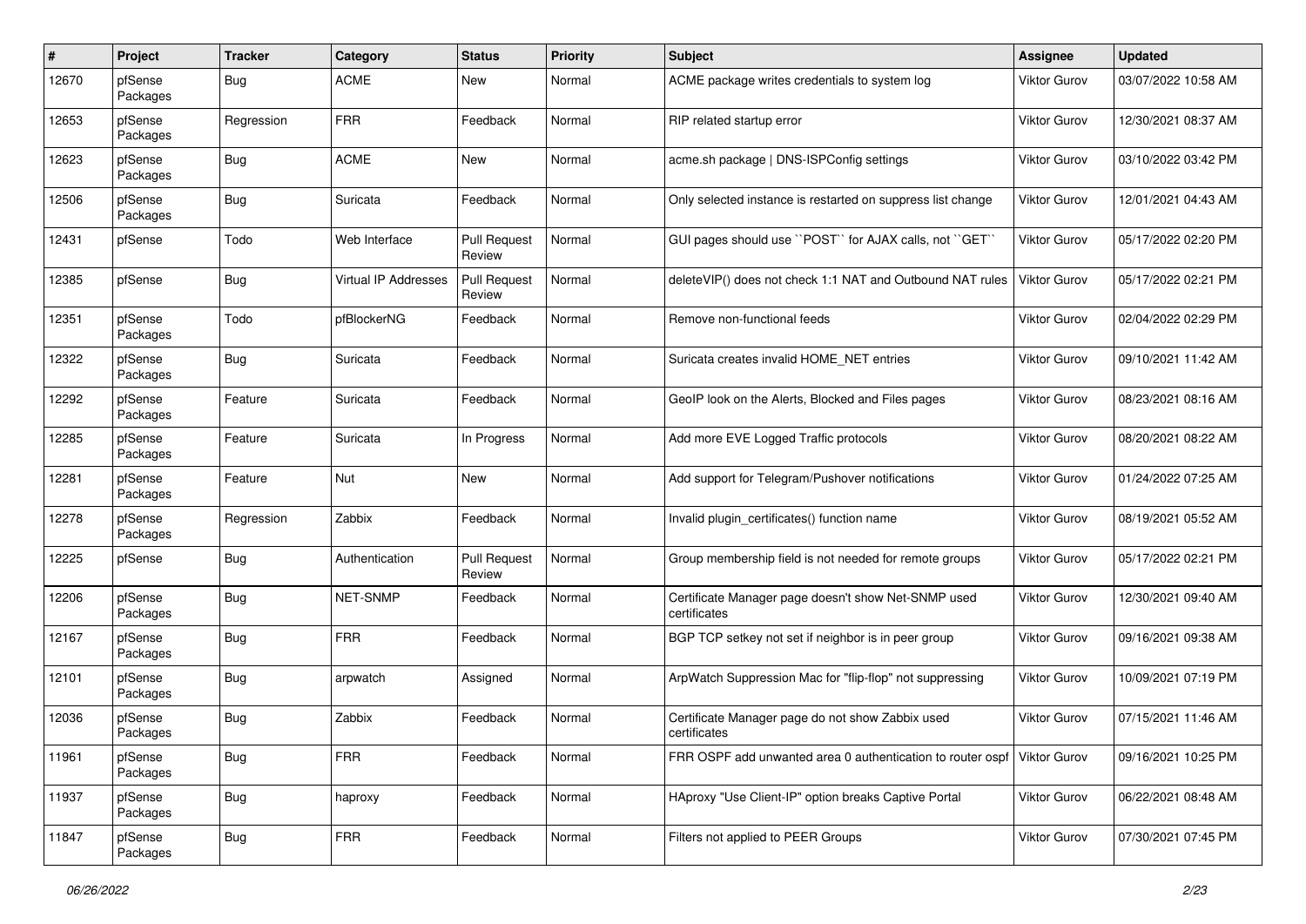| # | Project | Tracker | Category | Status | Priority | Subject | Assignee | Updated |
|---|---|---|---|---|---|---|---|---|
| 12670 | pfSense Packages | Bug | ACME | New | Normal | ACME package writes credentials to system log | Viktor Gurov | 03/07/2022 10:58 AM |
| 12653 | pfSense Packages | Regression | FRR | Feedback | Normal | RIP related startup error | Viktor Gurov | 12/30/2021 08:37 AM |
| 12623 | pfSense Packages | Bug | ACME | New | Normal | acme.sh package \| DNS-ISPConfig settings | Viktor Gurov | 03/10/2022 03:42 PM |
| 12506 | pfSense Packages | Bug | Suricata | Feedback | Normal | Only selected instance is restarted on suppress list change | Viktor Gurov | 12/01/2021 04:43 AM |
| 12431 | pfSense | Todo | Web Interface | Pull Request Review | Normal | GUI pages should use ``POST`` for AJAX calls, not ``GET`` | Viktor Gurov | 05/17/2022 02:20 PM |
| 12385 | pfSense | Bug | Virtual IP Addresses | Pull Request Review | Normal | deleteVIP() does not check 1:1 NAT and Outbound NAT rules | Viktor Gurov | 05/17/2022 02:21 PM |
| 12351 | pfSense Packages | Todo | pfBlockerNG | Feedback | Normal | Remove non-functional feeds | Viktor Gurov | 02/04/2022 02:29 PM |
| 12322 | pfSense Packages | Bug | Suricata | Feedback | Normal | Suricata creates invalid HOME_NET entries | Viktor Gurov | 09/10/2021 11:42 AM |
| 12292 | pfSense Packages | Feature | Suricata | Feedback | Normal | GeoIP look on the Alerts, Blocked and Files pages | Viktor Gurov | 08/23/2021 08:16 AM |
| 12285 | pfSense Packages | Feature | Suricata | In Progress | Normal | Add more EVE Logged Traffic protocols | Viktor Gurov | 08/20/2021 08:22 AM |
| 12281 | pfSense Packages | Feature | Nut | New | Normal | Add support for Telegram/Pushover notifications | Viktor Gurov | 01/24/2022 07:25 AM |
| 12278 | pfSense Packages | Regression | Zabbix | Feedback | Normal | Invalid plugin_certificates() function name | Viktor Gurov | 08/19/2021 05:52 AM |
| 12225 | pfSense | Bug | Authentication | Pull Request Review | Normal | Group membership field is not needed for remote groups | Viktor Gurov | 05/17/2022 02:21 PM |
| 12206 | pfSense Packages | Bug | NET-SNMP | Feedback | Normal | Certificate Manager page doesn't show Net-SNMP used certificates | Viktor Gurov | 12/30/2021 09:40 AM |
| 12167 | pfSense Packages | Bug | FRR | Feedback | Normal | BGP TCP setkey not set if neighbor is in peer group | Viktor Gurov | 09/16/2021 09:38 AM |
| 12101 | pfSense Packages | Bug | arpwatch | Assigned | Normal | ArpWatch Suppression Mac for "flip-flop" not suppressing | Viktor Gurov | 10/09/2021 07:19 PM |
| 12036 | pfSense Packages | Bug | Zabbix | Feedback | Normal | Certificate Manager page do not show Zabbix used certificates | Viktor Gurov | 07/15/2021 11:46 AM |
| 11961 | pfSense Packages | Bug | FRR | Feedback | Normal | FRR OSPF add unwanted area 0 authentication to router ospf | Viktor Gurov | 09/16/2021 10:25 PM |
| 11937 | pfSense Packages | Bug | haproxy | Feedback | Normal | HAproxy "Use Client-IP" option breaks Captive Portal | Viktor Gurov | 06/22/2021 08:48 AM |
| 11847 | pfSense Packages | Bug | FRR | Feedback | Normal | Filters not applied to PEER Groups | Viktor Gurov | 07/30/2021 07:45 PM |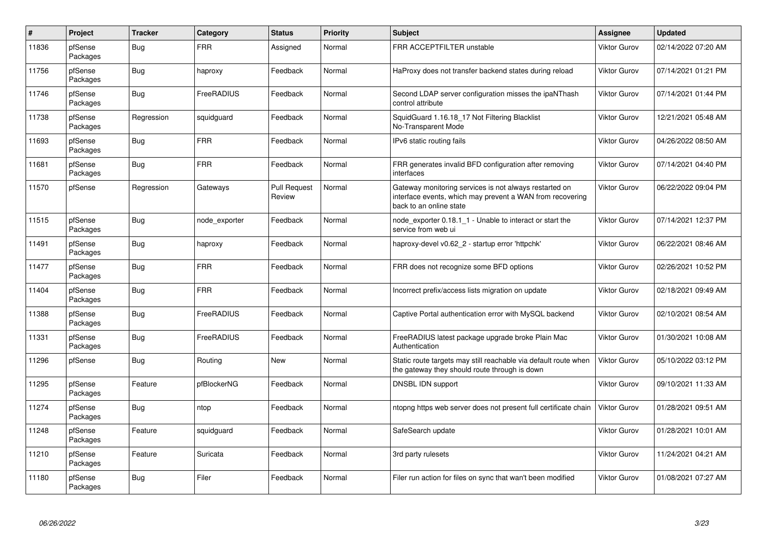| # | Project | Tracker | Category | Status | Priority | Subject | Assignee | Updated |
|---|---|---|---|---|---|---|---|---|
| 11836 | pfSense Packages | Bug | FRR | Assigned | Normal | FRR ACCEPTFILTER unstable | Viktor Gurov | 02/14/2022 07:20 AM |
| 11756 | pfSense Packages | Bug | haproxy | Feedback | Normal | HaProxy does not transfer backend states during reload | Viktor Gurov | 07/14/2021 01:21 PM |
| 11746 | pfSense Packages | Bug | FreeRADIUS | Feedback | Normal | Second LDAP server configuration misses the ipaNThash control attribute | Viktor Gurov | 07/14/2021 01:44 PM |
| 11738 | pfSense Packages | Regression | squidguard | Feedback | Normal | SquidGuard 1.16.18_17 Not Filtering Blacklist No-Transparent Mode | Viktor Gurov | 12/21/2021 05:48 AM |
| 11693 | pfSense Packages | Bug | FRR | Feedback | Normal | IPv6 static routing fails | Viktor Gurov | 04/26/2022 08:50 AM |
| 11681 | pfSense Packages | Bug | FRR | Feedback | Normal | FRR generates invalid BFD configuration after removing interfaces | Viktor Gurov | 07/14/2021 04:40 PM |
| 11570 | pfSense | Regression | Gateways | Pull Request Review | Normal | Gateway monitoring services is not always restarted on interface events, which may prevent a WAN from recovering back to an online state | Viktor Gurov | 06/22/2022 09:04 PM |
| 11515 | pfSense Packages | Bug | node_exporter | Feedback | Normal | node_exporter 0.18.1_1 - Unable to interact or start the service from web ui | Viktor Gurov | 07/14/2021 12:37 PM |
| 11491 | pfSense Packages | Bug | haproxy | Feedback | Normal | haproxy-devel v0.62_2 - startup error 'httpchk' | Viktor Gurov | 06/22/2021 08:46 AM |
| 11477 | pfSense Packages | Bug | FRR | Feedback | Normal | FRR does not recognize some BFD options | Viktor Gurov | 02/26/2021 10:52 PM |
| 11404 | pfSense Packages | Bug | FRR | Feedback | Normal | Incorrect prefix/access lists migration on update | Viktor Gurov | 02/18/2021 09:49 AM |
| 11388 | pfSense Packages | Bug | FreeRADIUS | Feedback | Normal | Captive Portal authentication error with MySQL backend | Viktor Gurov | 02/10/2021 08:54 AM |
| 11331 | pfSense Packages | Bug | FreeRADIUS | Feedback | Normal | FreeRADIUS latest package upgrade broke Plain Mac Authentication | Viktor Gurov | 01/30/2021 10:08 AM |
| 11296 | pfSense | Bug | Routing | New | Normal | Static route targets may still reachable via default route when the gateway they should route through is down | Viktor Gurov | 05/10/2022 03:12 PM |
| 11295 | pfSense Packages | Feature | pfBlockerNG | Feedback | Normal | DNSBL IDN support | Viktor Gurov | 09/10/2021 11:33 AM |
| 11274 | pfSense Packages | Bug | ntop | Feedback | Normal | ntopng https web server does not present full certificate chain | Viktor Gurov | 01/28/2021 09:51 AM |
| 11248 | pfSense Packages | Feature | squidguard | Feedback | Normal | SafeSearch update | Viktor Gurov | 01/28/2021 10:01 AM |
| 11210 | pfSense Packages | Feature | Suricata | Feedback | Normal | 3rd party rulesets | Viktor Gurov | 11/24/2021 04:21 AM |
| 11180 | pfSense Packages | Bug | Filer | Feedback | Normal | Filer run action for files on sync that wan't been modified | Viktor Gurov | 01/08/2021 07:27 AM |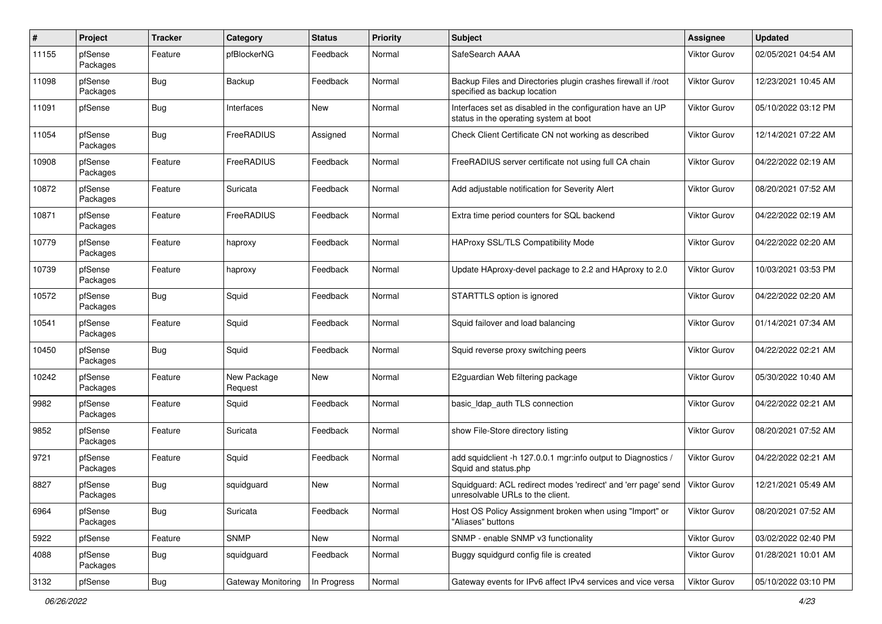| # | Project | Tracker | Category | Status | Priority | Subject | Assignee | Updated |
|---|---|---|---|---|---|---|---|---|
| 11155 | pfSense Packages | Feature | pfBlockerNG | Feedback | Normal | SafeSearch AAAA | Viktor Gurov | 02/05/2021 04:54 AM |
| 11098 | pfSense Packages | Bug | Backup | Feedback | Normal | Backup Files and Directories plugin crashes firewall if /root specified as backup location | Viktor Gurov | 12/23/2021 10:45 AM |
| 11091 | pfSense | Bug | Interfaces | New | Normal | Interfaces set as disabled in the configuration have an UP status in the operating system at boot | Viktor Gurov | 05/10/2022 03:12 PM |
| 11054 | pfSense Packages | Bug | FreeRADIUS | Assigned | Normal | Check Client Certificate CN not working as described | Viktor Gurov | 12/14/2021 07:22 AM |
| 10908 | pfSense Packages | Feature | FreeRADIUS | Feedback | Normal | FreeRADIUS server certificate not using full CA chain | Viktor Gurov | 04/22/2022 02:19 AM |
| 10872 | pfSense Packages | Feature | Suricata | Feedback | Normal | Add adjustable notification for Severity Alert | Viktor Gurov | 08/20/2021 07:52 AM |
| 10871 | pfSense Packages | Feature | FreeRADIUS | Feedback | Normal | Extra time period counters for SQL backend | Viktor Gurov | 04/22/2022 02:19 AM |
| 10779 | pfSense Packages | Feature | haproxy | Feedback | Normal | HAProxy SSL/TLS Compatibility Mode | Viktor Gurov | 04/22/2022 02:20 AM |
| 10739 | pfSense Packages | Feature | haproxy | Feedback | Normal | Update HAproxy-devel package to 2.2 and HAproxy to 2.0 | Viktor Gurov | 10/03/2021 03:53 PM |
| 10572 | pfSense Packages | Bug | Squid | Feedback | Normal | STARTTLS option is ignored | Viktor Gurov | 04/22/2022 02:20 AM |
| 10541 | pfSense Packages | Feature | Squid | Feedback | Normal | Squid failover and load balancing | Viktor Gurov | 01/14/2021 07:34 AM |
| 10450 | pfSense Packages | Bug | Squid | Feedback | Normal | Squid reverse proxy switching peers | Viktor Gurov | 04/22/2022 02:21 AM |
| 10242 | pfSense Packages | Feature | New Package Request | New | Normal | E2guardian Web filtering package | Viktor Gurov | 05/30/2022 10:40 AM |
| 9982 | pfSense Packages | Feature | Squid | Feedback | Normal | basic_ldap_auth TLS connection | Viktor Gurov | 04/22/2022 02:21 AM |
| 9852 | pfSense Packages | Feature | Suricata | Feedback | Normal | show File-Store directory listing | Viktor Gurov | 08/20/2021 07:52 AM |
| 9721 | pfSense Packages | Feature | Squid | Feedback | Normal | add squidclient -h 127.0.0.1 mgr:info output to Diagnostics / Squid and status.php | Viktor Gurov | 04/22/2022 02:21 AM |
| 8827 | pfSense Packages | Bug | squidguard | New | Normal | Squidguard: ACL redirect modes 'redirect' and 'err page' send unresolvable URLs to the client. | Viktor Gurov | 12/21/2021 05:49 AM |
| 6964 | pfSense Packages | Bug | Suricata | Feedback | Normal | Host OS Policy Assignment broken when using "Import" or "Aliases" buttons | Viktor Gurov | 08/20/2021 07:52 AM |
| 5922 | pfSense | Feature | SNMP | New | Normal | SNMP - enable SNMP v3 functionality | Viktor Gurov | 03/02/2022 02:40 PM |
| 4088 | pfSense Packages | Bug | squidguard | Feedback | Normal | Buggy squidgurd config file is created | Viktor Gurov | 01/28/2021 10:01 AM |
| 3132 | pfSense | Bug | Gateway Monitoring | In Progress | Normal | Gateway events for IPv6 affect IPv4 services and vice versa | Viktor Gurov | 05/10/2022 03:10 PM |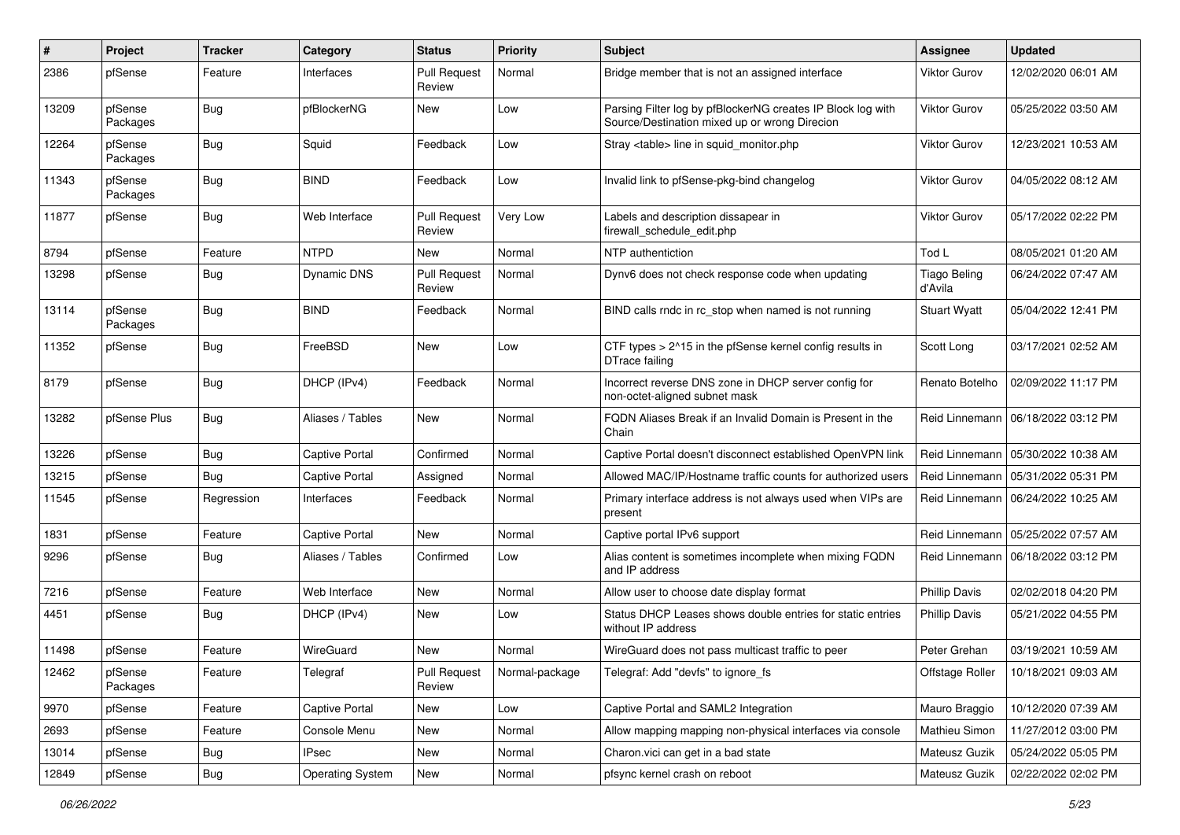| # | Project | Tracker | Category | Status | Priority | Subject | Assignee | Updated |
|---|---|---|---|---|---|---|---|---|
| 2386 | pfSense | Feature | Interfaces | Pull Request Review | Normal | Bridge member that is not an assigned interface | Viktor Gurov | 12/02/2020 06:01 AM |
| 13209 | pfSense Packages | Bug | pfBlockerNG | New | Low | Parsing Filter log by pfBlockerNG creates IP Block log with Source/Destination mixed up or wrong Direcion | Viktor Gurov | 05/25/2022 03:50 AM |
| 12264 | pfSense Packages | Bug | Squid | Feedback | Low | Stray <table> line in squid_monitor.php | Viktor Gurov | 12/23/2021 10:53 AM |
| 11343 | pfSense Packages | Bug | BIND | Feedback | Low | Invalid link to pfSense-pkg-bind changelog | Viktor Gurov | 04/05/2022 08:12 AM |
| 11877 | pfSense | Bug | Web Interface | Pull Request Review | Very Low | Labels and description dissapear in firewall_schedule_edit.php | Viktor Gurov | 05/17/2022 02:22 PM |
| 8794 | pfSense | Feature | NTPD | New | Normal | NTP authentiction | Tod L | 08/05/2021 01:20 AM |
| 13298 | pfSense | Bug | Dynamic DNS | Pull Request Review | Normal | Dynv6 does not check response code when updating | Tiago Beling d'Avila | 06/24/2022 07:47 AM |
| 13114 | pfSense Packages | Bug | BIND | Feedback | Normal | BIND calls rndc in rc_stop when named is not running | Stuart Wyatt | 05/04/2022 12:41 PM |
| 11352 | pfSense | Bug | FreeBSD | New | Low | CTF types > 2^15 in the pfSense kernel config results in DTrace failing | Scott Long | 03/17/2021 02:52 AM |
| 8179 | pfSense | Bug | DHCP (IPv4) | Feedback | Normal | Incorrect reverse DNS zone in DHCP server config for non-octet-aligned subnet mask | Renato Botelho | 02/09/2022 11:17 PM |
| 13282 | pfSense Plus | Bug | Aliases / Tables | New | Normal | FQDN Aliases Break if an Invalid Domain is Present in the Chain | Reid Linnemann | 06/18/2022 03:12 PM |
| 13226 | pfSense | Bug | Captive Portal | Confirmed | Normal | Captive Portal doesn't disconnect established OpenVPN link | Reid Linnemann | 05/30/2022 10:38 AM |
| 13215 | pfSense | Bug | Captive Portal | Assigned | Normal | Allowed MAC/IP/Hostname traffic counts for authorized users | Reid Linnemann | 05/31/2022 05:31 PM |
| 11545 | pfSense | Regression | Interfaces | Feedback | Normal | Primary interface address is not always used when VIPs are present | Reid Linnemann | 06/24/2022 10:25 AM |
| 1831 | pfSense | Feature | Captive Portal | New | Normal | Captive portal IPv6 support | Reid Linnemann | 05/25/2022 07:57 AM |
| 9296 | pfSense | Bug | Aliases / Tables | Confirmed | Low | Alias content is sometimes incomplete when mixing FQDN and IP address | Reid Linnemann | 06/18/2022 03:12 PM |
| 7216 | pfSense | Feature | Web Interface | New | Normal | Allow user to choose date display format | Phillip Davis | 02/02/2018 04:20 PM |
| 4451 | pfSense | Bug | DHCP (IPv4) | New | Low | Status DHCP Leases shows double entries for static entries without IP address | Phillip Davis | 05/21/2022 04:55 PM |
| 11498 | pfSense | Feature | WireGuard | New | Normal | WireGuard does not pass multicast traffic to peer | Peter Grehan | 03/19/2021 10:59 AM |
| 12462 | pfSense Packages | Feature | Telegraf | Pull Request Review | Normal-package | Telegraf: Add "devfs" to ignore_fs | Offstage Roller | 10/18/2021 09:03 AM |
| 9970 | pfSense | Feature | Captive Portal | New | Low | Captive Portal and SAML2 Integration | Mauro Braggio | 10/12/2020 07:39 AM |
| 2693 | pfSense | Feature | Console Menu | New | Normal | Allow mapping mapping non-physical interfaces via console | Mathieu Simon | 11/27/2012 03:00 PM |
| 13014 | pfSense | Bug | IPsec | New | Normal | Charon.vici can get in a bad state | Mateusz Guzik | 05/24/2022 05:05 PM |
| 12849 | pfSense | Bug | Operating System | New | Normal | pfsync kernel crash on reboot | Mateusz Guzik | 02/22/2022 02:02 PM |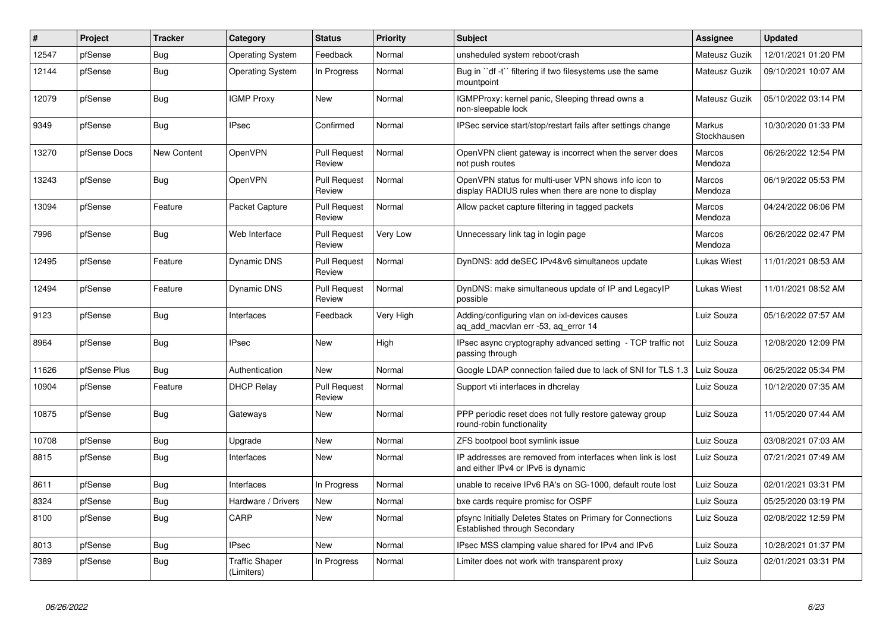| # | Project | Tracker | Category | Status | Priority | Subject | Assignee | Updated |
|---|---|---|---|---|---|---|---|---|
| 12547 | pfSense | Bug | Operating System | Feedback | Normal | unsheduled system reboot/crash | Mateusz Guzik | 12/01/2021 01:20 PM |
| 12144 | pfSense | Bug | Operating System | In Progress | Normal | Bug in ``df -t`` filtering if two filesystems use the same mountpoint | Mateusz Guzik | 09/10/2021 10:07 AM |
| 12079 | pfSense | Bug | IGMP Proxy | New | Normal | IGMPProxy: kernel panic, Sleeping thread owns a non-sleepable lock | Mateusz Guzik | 05/10/2022 03:14 PM |
| 9349 | pfSense | Bug | IPsec | Confirmed | Normal | IPSec service start/stop/restart fails after settings change | Markus Stockhausen | 10/30/2020 01:33 PM |
| 13270 | pfSense Docs | New Content | OpenVPN | Pull Request Review | Normal | OpenVPN client gateway is incorrect when the server does not push routes | Marcos Mendoza | 06/26/2022 12:54 PM |
| 13243 | pfSense | Bug | OpenVPN | Pull Request Review | Normal | OpenVPN status for multi-user VPN shows info icon to display RADIUS rules when there are none to display | Marcos Mendoza | 06/19/2022 05:53 PM |
| 13094 | pfSense | Feature | Packet Capture | Pull Request Review | Normal | Allow packet capture filtering in tagged packets | Marcos Mendoza | 04/24/2022 06:06 PM |
| 7996 | pfSense | Bug | Web Interface | Pull Request Review | Very Low | Unnecessary link tag in login page | Marcos Mendoza | 06/26/2022 02:47 PM |
| 12495 | pfSense | Feature | Dynamic DNS | Pull Request Review | Normal | DynDNS: add deSEC IPv4&v6 simultaneos update | Lukas Wiest | 11/01/2021 08:53 AM |
| 12494 | pfSense | Feature | Dynamic DNS | Pull Request Review | Normal | DynDNS: make simultaneous update of IP and LegacyIP possible | Lukas Wiest | 11/01/2021 08:52 AM |
| 9123 | pfSense | Bug | Interfaces | Feedback | Very High | Adding/configuring vlan on ixl-devices causes aq_add_macvlan err -53, aq_error 14 | Luiz Souza | 05/16/2022 07:57 AM |
| 8964 | pfSense | Bug | IPsec | New | High | IPsec async cryptography advanced setting - TCP traffic not passing through | Luiz Souza | 12/08/2020 12:09 PM |
| 11626 | pfSense Plus | Bug | Authentication | New | Normal | Google LDAP connection failed due to lack of SNI for TLS 1.3 | Luiz Souza | 06/25/2022 05:34 PM |
| 10904 | pfSense | Feature | DHCP Relay | Pull Request Review | Normal | Support vti interfaces in dhcrelay | Luiz Souza | 10/12/2020 07:35 AM |
| 10875 | pfSense | Bug | Gateways | New | Normal | PPP periodic reset does not fully restore gateway group round-robin functionality | Luiz Souza | 11/05/2020 07:44 AM |
| 10708 | pfSense | Bug | Upgrade | New | Normal | ZFS bootpool boot symlink issue | Luiz Souza | 03/08/2021 07:03 AM |
| 8815 | pfSense | Bug | Interfaces | New | Normal | IP addresses are removed from interfaces when link is lost and either IPv4 or IPv6 is dynamic | Luiz Souza | 07/21/2021 07:49 AM |
| 8611 | pfSense | Bug | Interfaces | In Progress | Normal | unable to receive IPv6 RA's on SG-1000, default route lost | Luiz Souza | 02/01/2021 03:31 PM |
| 8324 | pfSense | Bug | Hardware / Drivers | New | Normal | bxe cards require promisc for OSPF | Luiz Souza | 05/25/2020 03:19 PM |
| 8100 | pfSense | Bug | CARP | New | Normal | pfsync Initially Deletes States on Primary for Connections Established through Secondary | Luiz Souza | 02/08/2022 12:59 PM |
| 8013 | pfSense | Bug | IPsec | New | Normal | IPsec MSS clamping value shared for IPv4 and IPv6 | Luiz Souza | 10/28/2021 01:37 PM |
| 7389 | pfSense | Bug | Traffic Shaper (Limiters) | In Progress | Normal | Limiter does not work with transparent proxy | Luiz Souza | 02/01/2021 03:31 PM |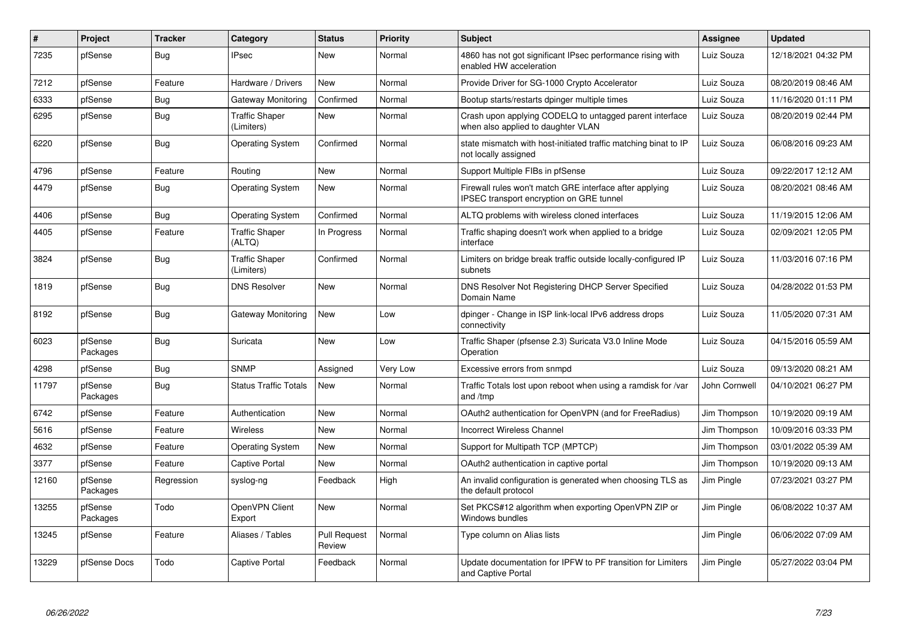| # | Project | Tracker | Category | Status | Priority | Subject | Assignee | Updated |
|---|---|---|---|---|---|---|---|---|
| 7235 | pfSense | Bug | IPsec | New | Normal | 4860 has not got significant IPsec performance rising with enabled HW acceleration | Luiz Souza | 12/18/2021 04:32 PM |
| 7212 | pfSense | Feature | Hardware / Drivers | New | Normal | Provide Driver for SG-1000 Crypto Accelerator | Luiz Souza | 08/20/2019 08:46 AM |
| 6333 | pfSense | Bug | Gateway Monitoring | Confirmed | Normal | Bootup starts/restarts dpinger multiple times | Luiz Souza | 11/16/2020 01:11 PM |
| 6295 | pfSense | Bug | Traffic Shaper (Limiters) | New | Normal | Crash upon applying CODELQ to untagged parent interface when also applied to daughter VLAN | Luiz Souza | 08/20/2019 02:44 PM |
| 6220 | pfSense | Bug | Operating System | Confirmed | Normal | state mismatch with host-initiated traffic matching binat to IP not locally assigned | Luiz Souza | 06/08/2016 09:23 AM |
| 4796 | pfSense | Feature | Routing | New | Normal | Support Multiple FIBs in pfSense | Luiz Souza | 09/22/2017 12:12 AM |
| 4479 | pfSense | Bug | Operating System | New | Normal | Firewall rules won't match GRE interface after applying IPSEC transport encryption on GRE tunnel | Luiz Souza | 08/20/2021 08:46 AM |
| 4406 | pfSense | Bug | Operating System | Confirmed | Normal | ALTQ problems with wireless cloned interfaces | Luiz Souza | 11/19/2015 12:06 AM |
| 4405 | pfSense | Feature | Traffic Shaper (ALTQ) | In Progress | Normal | Traffic shaping doesn't work when applied to a bridge interface | Luiz Souza | 02/09/2021 12:05 PM |
| 3824 | pfSense | Bug | Traffic Shaper (Limiters) | Confirmed | Normal | Limiters on bridge break traffic outside locally-configured IP subnets | Luiz Souza | 11/03/2016 07:16 PM |
| 1819 | pfSense | Bug | DNS Resolver | New | Normal | DNS Resolver Not Registering DHCP Server Specified Domain Name | Luiz Souza | 04/28/2022 01:53 PM |
| 8192 | pfSense | Bug | Gateway Monitoring | New | Low | dpinger - Change in ISP link-local IPv6 address drops connectivity | Luiz Souza | 11/05/2020 07:31 AM |
| 6023 | pfSense Packages | Bug | Suricata | New | Low | Traffic Shaper (pfsense 2.3) Suricata V3.0 Inline Mode Operation | Luiz Souza | 04/15/2016 05:59 AM |
| 4298 | pfSense | Bug | SNMP | Assigned | Very Low | Excessive errors from snmpd | Luiz Souza | 09/13/2020 08:21 AM |
| 11797 | pfSense Packages | Bug | Status Traffic Totals | New | Normal | Traffic Totals lost upon reboot when using a ramdisk for /var and /tmp | John Cornwell | 04/10/2021 06:27 PM |
| 6742 | pfSense | Feature | Authentication | New | Normal | OAuth2 authentication for OpenVPN (and for FreeRadius) | Jim Thompson | 10/19/2020 09:19 AM |
| 5616 | pfSense | Feature | Wireless | New | Normal | Incorrect Wireless Channel | Jim Thompson | 10/09/2016 03:33 PM |
| 4632 | pfSense | Feature | Operating System | New | Normal | Support for Multipath TCP (MPTCP) | Jim Thompson | 03/01/2022 05:39 AM |
| 3377 | pfSense | Feature | Captive Portal | New | Normal | OAuth2 authentication in captive portal | Jim Thompson | 10/19/2020 09:13 AM |
| 12160 | pfSense Packages | Regression | syslog-ng | Feedback | High | An invalid configuration is generated when choosing TLS as the default protocol | Jim Pingle | 07/23/2021 03:27 PM |
| 13255 | pfSense Packages | Todo | OpenVPN Client Export | New | Normal | Set PKCS#12 algorithm when exporting OpenVPN ZIP or Windows bundles | Jim Pingle | 06/08/2022 10:37 AM |
| 13245 | pfSense | Feature | Aliases / Tables | Pull Request Review | Normal | Type column on Alias lists | Jim Pingle | 06/06/2022 07:09 AM |
| 13229 | pfSense Docs | Todo | Captive Portal | Feedback | Normal | Update documentation for IPFW to PF transition for Limiters and Captive Portal | Jim Pingle | 05/27/2022 03:04 PM |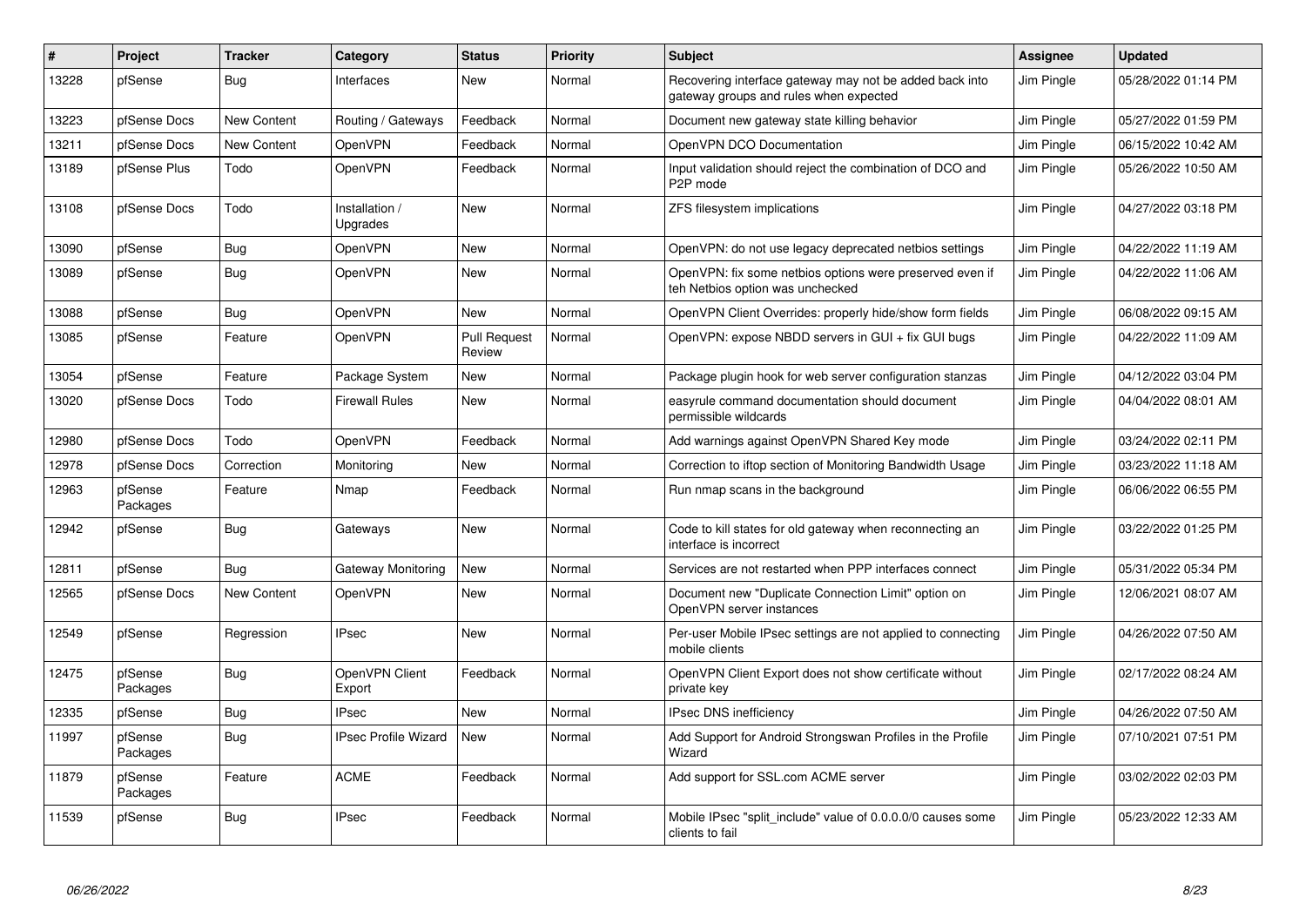| # | Project | Tracker | Category | Status | Priority | Subject | Assignee | Updated |
|---|---|---|---|---|---|---|---|---|
| 13228 | pfSense | Bug | Interfaces | New | Normal | Recovering interface gateway may not be added back into gateway groups and rules when expected | Jim Pingle | 05/28/2022 01:14 PM |
| 13223 | pfSense Docs | New Content | Routing / Gateways | Feedback | Normal | Document new gateway state killing behavior | Jim Pingle | 05/27/2022 01:59 PM |
| 13211 | pfSense Docs | New Content | OpenVPN | Feedback | Normal | OpenVPN DCO Documentation | Jim Pingle | 06/15/2022 10:42 AM |
| 13189 | pfSense Plus | Todo | OpenVPN | Feedback | Normal | Input validation should reject the combination of DCO and P2P mode | Jim Pingle | 05/26/2022 10:50 AM |
| 13108 | pfSense Docs | Todo | Installation / Upgrades | New | Normal | ZFS filesystem implications | Jim Pingle | 04/27/2022 03:18 PM |
| 13090 | pfSense | Bug | OpenVPN | New | Normal | OpenVPN: do not use legacy deprecated netbios settings | Jim Pingle | 04/22/2022 11:19 AM |
| 13089 | pfSense | Bug | OpenVPN | New | Normal | OpenVPN: fix some netbios options were preserved even if teh Netbios option was unchecked | Jim Pingle | 04/22/2022 11:06 AM |
| 13088 | pfSense | Bug | OpenVPN | New | Normal | OpenVPN Client Overrides: properly hide/show form fields | Jim Pingle | 06/08/2022 09:15 AM |
| 13085 | pfSense | Feature | OpenVPN | Pull Request Review | Normal | OpenVPN: expose NBDD servers in GUI + fix GUI bugs | Jim Pingle | 04/22/2022 11:09 AM |
| 13054 | pfSense | Feature | Package System | New | Normal | Package plugin hook for web server configuration stanzas | Jim Pingle | 04/12/2022 03:04 PM |
| 13020 | pfSense Docs | Todo | Firewall Rules | New | Normal | easyrule command documentation should document permissible wildcards | Jim Pingle | 04/04/2022 08:01 AM |
| 12980 | pfSense Docs | Todo | OpenVPN | Feedback | Normal | Add warnings against OpenVPN Shared Key mode | Jim Pingle | 03/24/2022 02:11 PM |
| 12978 | pfSense Docs | Correction | Monitoring | New | Normal | Correction to iftop section of Monitoring Bandwidth Usage | Jim Pingle | 03/23/2022 11:18 AM |
| 12963 | pfSense Packages | Feature | Nmap | Feedback | Normal | Run nmap scans in the background | Jim Pingle | 06/06/2022 06:55 PM |
| 12942 | pfSense | Bug | Gateways | New | Normal | Code to kill states for old gateway when reconnecting an interface is incorrect | Jim Pingle | 03/22/2022 01:25 PM |
| 12811 | pfSense | Bug | Gateway Monitoring | New | Normal | Services are not restarted when PPP interfaces connect | Jim Pingle | 05/31/2022 05:34 PM |
| 12565 | pfSense Docs | New Content | OpenVPN | New | Normal | Document new "Duplicate Connection Limit" option on OpenVPN server instances | Jim Pingle | 12/06/2021 08:07 AM |
| 12549 | pfSense | Regression | IPsec | New | Normal | Per-user Mobile IPsec settings are not applied to connecting mobile clients | Jim Pingle | 04/26/2022 07:50 AM |
| 12475 | pfSense Packages | Bug | OpenVPN Client Export | Feedback | Normal | OpenVPN Client Export does not show certificate without private key | Jim Pingle | 02/17/2022 08:24 AM |
| 12335 | pfSense | Bug | IPsec | New | Normal | IPsec DNS inefficiency | Jim Pingle | 04/26/2022 07:50 AM |
| 11997 | pfSense Packages | Bug | IPsec Profile Wizard | New | Normal | Add Support for Android Strongswan Profiles in the Profile Wizard | Jim Pingle | 07/10/2021 07:51 PM |
| 11879 | pfSense Packages | Feature | ACME | Feedback | Normal | Add support for SSL.com ACME server | Jim Pingle | 03/02/2022 02:03 PM |
| 11539 | pfSense | Bug | IPsec | Feedback | Normal | Mobile IPsec "split_include" value of 0.0.0.0/0 causes some clients to fail | Jim Pingle | 05/23/2022 12:33 AM |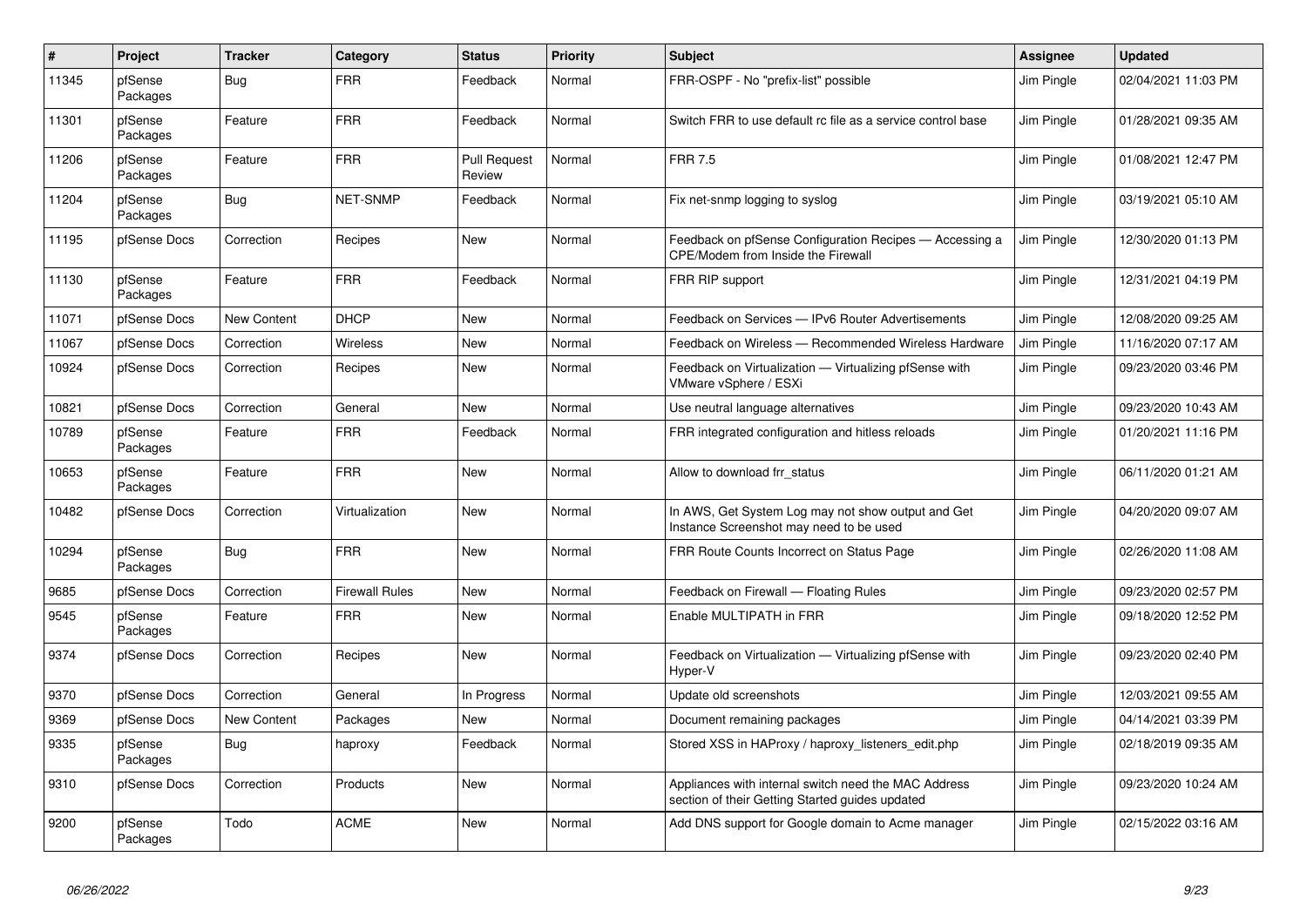| # | Project | Tracker | Category | Status | Priority | Subject | Assignee | Updated |
|---|---|---|---|---|---|---|---|---|
| 11345 | pfSense Packages | Bug | FRR | Feedback | Normal | FRR-OSPF - No "prefix-list" possible | Jim Pingle | 02/04/2021 11:03 PM |
| 11301 | pfSense Packages | Feature | FRR | Feedback | Normal | Switch FRR to use default rc file as a service control base | Jim Pingle | 01/28/2021 09:35 AM |
| 11206 | pfSense Packages | Feature | FRR | Pull Request Review | Normal | FRR 7.5 | Jim Pingle | 01/08/2021 12:47 PM |
| 11204 | pfSense Packages | Bug | NET-SNMP | Feedback | Normal | Fix net-snmp logging to syslog | Jim Pingle | 03/19/2021 05:10 AM |
| 11195 | pfSense Docs | Correction | Recipes | New | Normal | Feedback on pfSense Configuration Recipes — Accessing a CPE/Modem from Inside the Firewall | Jim Pingle | 12/30/2020 01:13 PM |
| 11130 | pfSense Packages | Feature | FRR | Feedback | Normal | FRR RIP support | Jim Pingle | 12/31/2021 04:19 PM |
| 11071 | pfSense Docs | New Content | DHCP | New | Normal | Feedback on Services — IPv6 Router Advertisements | Jim Pingle | 12/08/2020 09:25 AM |
| 11067 | pfSense Docs | Correction | Wireless | New | Normal | Feedback on Wireless — Recommended Wireless Hardware | Jim Pingle | 11/16/2020 07:17 AM |
| 10924 | pfSense Docs | Correction | Recipes | New | Normal | Feedback on Virtualization — Virtualizing pfSense with VMware vSphere / ESXi | Jim Pingle | 09/23/2020 03:46 PM |
| 10821 | pfSense Docs | Correction | General | New | Normal | Use neutral language alternatives | Jim Pingle | 09/23/2020 10:43 AM |
| 10789 | pfSense Packages | Feature | FRR | Feedback | Normal | FRR integrated configuration and hitless reloads | Jim Pingle | 01/20/2021 11:16 PM |
| 10653 | pfSense Packages | Feature | FRR | New | Normal | Allow to download frr_status | Jim Pingle | 06/11/2020 01:21 AM |
| 10482 | pfSense Docs | Correction | Virtualization | New | Normal | In AWS, Get System Log may not show output and Get Instance Screenshot may need to be used | Jim Pingle | 04/20/2020 09:07 AM |
| 10294 | pfSense Packages | Bug | FRR | New | Normal | FRR Route Counts Incorrect on Status Page | Jim Pingle | 02/26/2020 11:08 AM |
| 9685 | pfSense Docs | Correction | Firewall Rules | New | Normal | Feedback on Firewall — Floating Rules | Jim Pingle | 09/23/2020 02:57 PM |
| 9545 | pfSense Packages | Feature | FRR | New | Normal | Enable MULTIPATH in FRR | Jim Pingle | 09/18/2020 12:52 PM |
| 9374 | pfSense Docs | Correction | Recipes | New | Normal | Feedback on Virtualization — Virtualizing pfSense with Hyper-V | Jim Pingle | 09/23/2020 02:40 PM |
| 9370 | pfSense Docs | Correction | General | In Progress | Normal | Update old screenshots | Jim Pingle | 12/03/2021 09:55 AM |
| 9369 | pfSense Docs | New Content | Packages | New | Normal | Document remaining packages | Jim Pingle | 04/14/2021 03:39 PM |
| 9335 | pfSense Packages | Bug | haproxy | Feedback | Normal | Stored XSS in HAProxy / haproxy_listeners_edit.php | Jim Pingle | 02/18/2019 09:35 AM |
| 9310 | pfSense Docs | Correction | Products | New | Normal | Appliances with internal switch need the MAC Address section of their Getting Started guides updated | Jim Pingle | 09/23/2020 10:24 AM |
| 9200 | pfSense Packages | Todo | ACME | New | Normal | Add DNS support for Google domain to Acme manager | Jim Pingle | 02/15/2022 03:16 AM |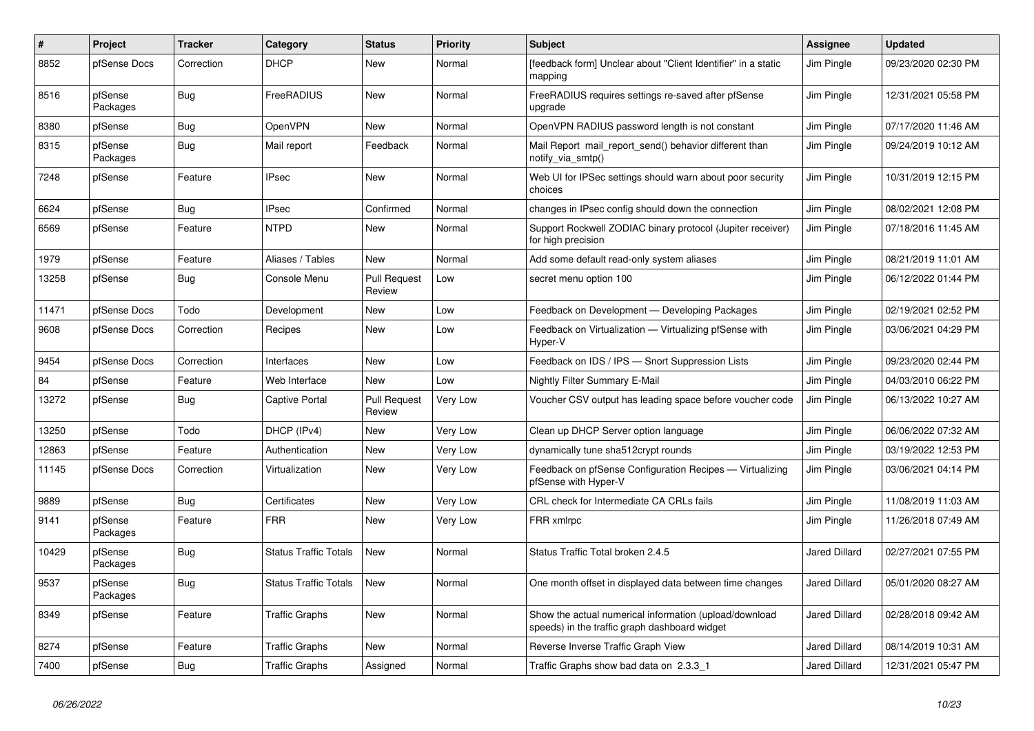| # | Project | Tracker | Category | Status | Priority | Subject | Assignee | Updated |
|---|---|---|---|---|---|---|---|---|
| 8852 | pfSense Docs | Correction | DHCP | New | Normal | [feedback form] Unclear about "Client Identifier" in a static mapping | Jim Pingle | 09/23/2020 02:30 PM |
| 8516 | pfSense Packages | Bug | FreeRADIUS | New | Normal | FreeRADIUS requires settings re-saved after pfSense upgrade | Jim Pingle | 12/31/2021 05:58 PM |
| 8380 | pfSense | Bug | OpenVPN | New | Normal | OpenVPN RADIUS password length is not constant | Jim Pingle | 07/17/2020 11:46 AM |
| 8315 | pfSense Packages | Bug | Mail report | Feedback | Normal | Mail Report mail_report_send() behavior different than notify_via_smtp() | Jim Pingle | 09/24/2019 10:12 AM |
| 7248 | pfSense | Feature | IPsec | New | Normal | Web UI for IPSec settings should warn about poor security choices | Jim Pingle | 10/31/2019 12:15 PM |
| 6624 | pfSense | Bug | IPsec | Confirmed | Normal | changes in IPsec config should down the connection | Jim Pingle | 08/02/2021 12:08 PM |
| 6569 | pfSense | Feature | NTPD | New | Normal | Support Rockwell ZODIAC binary protocol (Jupiter receiver) for high precision | Jim Pingle | 07/18/2016 11:45 AM |
| 1979 | pfSense | Feature | Aliases / Tables | New | Normal | Add some default read-only system aliases | Jim Pingle | 08/21/2019 11:01 AM |
| 13258 | pfSense | Bug | Console Menu | Pull Request Review | Low | secret menu option 100 | Jim Pingle | 06/12/2022 01:44 PM |
| 11471 | pfSense Docs | Todo | Development | New | Low | Feedback on Development — Developing Packages | Jim Pingle | 02/19/2021 02:52 PM |
| 9608 | pfSense Docs | Correction | Recipes | New | Low | Feedback on Virtualization — Virtualizing pfSense with Hyper-V | Jim Pingle | 03/06/2021 04:29 PM |
| 9454 | pfSense Docs | Correction | Interfaces | New | Low | Feedback on IDS / IPS — Snort Suppression Lists | Jim Pingle | 09/23/2020 02:44 PM |
| 84 | pfSense | Feature | Web Interface | New | Low | Nightly Filter Summary E-Mail | Jim Pingle | 04/03/2010 06:22 PM |
| 13272 | pfSense | Bug | Captive Portal | Pull Request Review | Very Low | Voucher CSV output has leading space before voucher code | Jim Pingle | 06/13/2022 10:27 AM |
| 13250 | pfSense | Todo | DHCP (IPv4) | New | Very Low | Clean up DHCP Server option language | Jim Pingle | 06/06/2022 07:32 AM |
| 12863 | pfSense | Feature | Authentication | New | Very Low | dynamically tune sha512crypt rounds | Jim Pingle | 03/19/2022 12:53 PM |
| 11145 | pfSense Docs | Correction | Virtualization | New | Very Low | Feedback on pfSense Configuration Recipes — Virtualizing pfSense with Hyper-V | Jim Pingle | 03/06/2021 04:14 PM |
| 9889 | pfSense | Bug | Certificates | New | Very Low | CRL check for Intermediate CA CRLs fails | Jim Pingle | 11/08/2019 11:03 AM |
| 9141 | pfSense Packages | Feature | FRR | New | Very Low | FRR xmlrpc | Jim Pingle | 11/26/2018 07:49 AM |
| 10429 | pfSense Packages | Bug | Status Traffic Totals | New | Normal | Status Traffic Total broken 2.4.5 | Jared Dillard | 02/27/2021 07:55 PM |
| 9537 | pfSense Packages | Bug | Status Traffic Totals | New | Normal | One month offset in displayed data between time changes | Jared Dillard | 05/01/2020 08:27 AM |
| 8349 | pfSense | Feature | Traffic Graphs | New | Normal | Show the actual numerical information (upload/download speeds) in the traffic graph dashboard widget | Jared Dillard | 02/28/2018 09:42 AM |
| 8274 | pfSense | Feature | Traffic Graphs | New | Normal | Reverse Inverse Traffic Graph View | Jared Dillard | 08/14/2019 10:31 AM |
| 7400 | pfSense | Bug | Traffic Graphs | Assigned | Normal | Traffic Graphs show bad data on 2.3.3_1 | Jared Dillard | 12/31/2021 05:47 PM |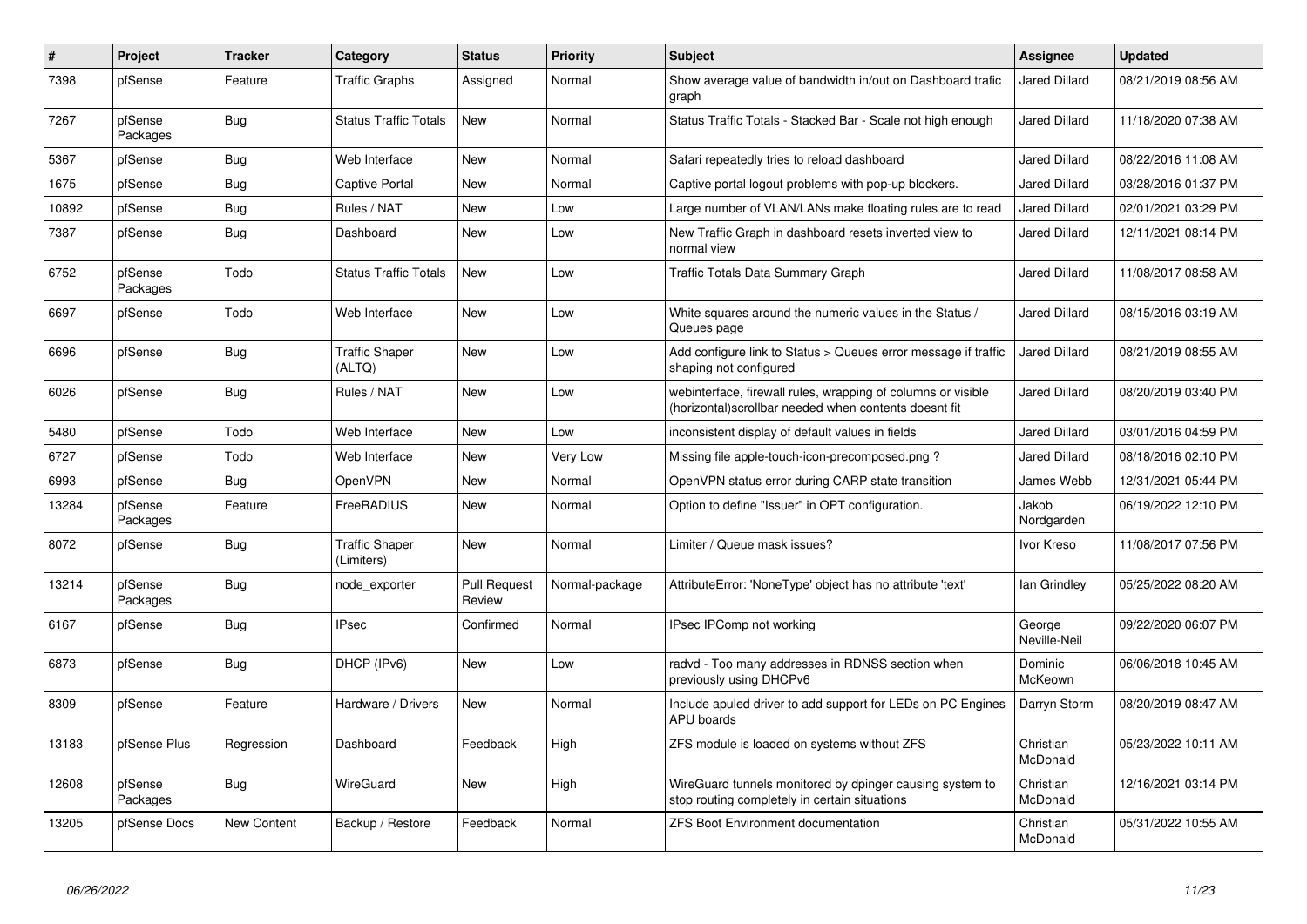| # | Project | Tracker | Category | Status | Priority | Subject | Assignee | Updated |
|---|---|---|---|---|---|---|---|---|
| 7398 | pfSense | Feature | Traffic Graphs | Assigned | Normal | Show average value of bandwidth in/out on Dashboard trafic graph | Jared Dillard | 08/21/2019 08:56 AM |
| 7267 | pfSense Packages | Bug | Status Traffic Totals | New | Normal | Status Traffic Totals - Stacked Bar - Scale not high enough | Jared Dillard | 11/18/2020 07:38 AM |
| 5367 | pfSense | Bug | Web Interface | New | Normal | Safari repeatedly tries to reload dashboard | Jared Dillard | 08/22/2016 11:08 AM |
| 1675 | pfSense | Bug | Captive Portal | New | Normal | Captive portal logout problems with pop-up blockers. | Jared Dillard | 03/28/2016 01:37 PM |
| 10892 | pfSense | Bug | Rules / NAT | New | Low | Large number of VLAN/LANs make floating rules are to read | Jared Dillard | 02/01/2021 03:29 PM |
| 7387 | pfSense | Bug | Dashboard | New | Low | New Traffic Graph in dashboard resets inverted view to normal view | Jared Dillard | 12/11/2021 08:14 PM |
| 6752 | pfSense Packages | Todo | Status Traffic Totals | New | Low | Traffic Totals Data Summary Graph | Jared Dillard | 11/08/2017 08:58 AM |
| 6697 | pfSense | Todo | Web Interface | New | Low | White squares around the numeric values in the Status / Queues page | Jared Dillard | 08/15/2016 03:19 AM |
| 6696 | pfSense | Bug | Traffic Shaper (ALTQ) | New | Low | Add configure link to Status > Queues error message if traffic shaping not configured | Jared Dillard | 08/21/2019 08:55 AM |
| 6026 | pfSense | Bug | Rules / NAT | New | Low | webinterface, firewall rules, wrapping of columns or visible (horizontal)scrollbar needed when contents doesnt fit | Jared Dillard | 08/20/2019 03:40 PM |
| 5480 | pfSense | Todo | Web Interface | New | Low | inconsistent display of default values in fields | Jared Dillard | 03/01/2016 04:59 PM |
| 6727 | pfSense | Todo | Web Interface | New | Very Low | Missing file apple-touch-icon-precomposed.png ? | Jared Dillard | 08/18/2016 02:10 PM |
| 6993 | pfSense | Bug | OpenVPN | New | Normal | OpenVPN status error during CARP state transition | James Webb | 12/31/2021 05:44 PM |
| 13284 | pfSense Packages | Feature | FreeRADIUS | New | Normal | Option to define "Issuer" in OPT configuration. | Jakob Nordgarden | 06/19/2022 12:10 PM |
| 8072 | pfSense | Bug | Traffic Shaper (Limiters) | New | Normal | Limiter / Queue mask issues? | Ivor Kreso | 11/08/2017 07:56 PM |
| 13214 | pfSense Packages | Bug | node_exporter | Pull Request Review | Normal-package | AttributeError: 'NoneType' object has no attribute 'text' | Ian Grindley | 05/25/2022 08:20 AM |
| 6167 | pfSense | Bug | IPsec | Confirmed | Normal | IPsec IPComp not working | George Neville-Neil | 09/22/2020 06:07 PM |
| 6873 | pfSense | Bug | DHCP (IPv6) | New | Low | radvd - Too many addresses in RDNSS section when previously using DHCPv6 | Dominic McKeown | 06/06/2018 10:45 AM |
| 8309 | pfSense | Feature | Hardware / Drivers | New | Normal | Include apuled driver to add support for LEDs on PC Engines APU boards | Darryn Storm | 08/20/2019 08:47 AM |
| 13183 | pfSense Plus | Regression | Dashboard | Feedback | High | ZFS module is loaded on systems without ZFS | Christian McDonald | 05/23/2022 10:11 AM |
| 12608 | pfSense Packages | Bug | WireGuard | New | High | WireGuard tunnels monitored by dpinger causing system to stop routing completely in certain situations | Christian McDonald | 12/16/2021 03:14 PM |
| 13205 | pfSense Docs | New Content | Backup / Restore | Feedback | Normal | ZFS Boot Environment documentation | Christian McDonald | 05/31/2022 10:55 AM |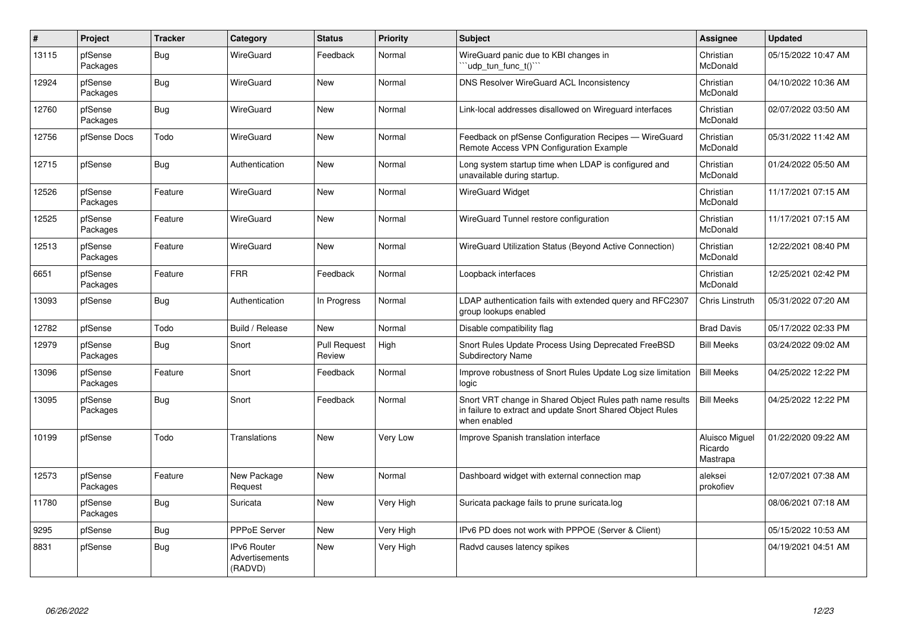| # | Project | Tracker | Category | Status | Priority | Subject | Assignee | Updated |
|---|---|---|---|---|---|---|---|---|
| 13115 | pfSense Packages | Bug | WireGuard | Feedback | Normal | WireGuard panic due to KBI changes in ```udp_tun_func_t()``` | Christian McDonald | 05/15/2022 10:47 AM |
| 12924 | pfSense Packages | Bug | WireGuard | New | Normal | DNS Resolver WireGuard ACL Inconsistency | Christian McDonald | 04/10/2022 10:36 AM |
| 12760 | pfSense Packages | Bug | WireGuard | New | Normal | Link-local addresses disallowed on Wireguard interfaces | Christian McDonald | 02/07/2022 03:50 AM |
| 12756 | pfSense Docs | Todo | WireGuard | New | Normal | Feedback on pfSense Configuration Recipes — WireGuard Remote Access VPN Configuration Example | Christian McDonald | 05/31/2022 11:42 AM |
| 12715 | pfSense | Bug | Authentication | New | Normal | Long system startup time when LDAP is configured and unavailable during startup. | Christian McDonald | 01/24/2022 05:50 AM |
| 12526 | pfSense Packages | Feature | WireGuard | New | Normal | WireGuard Widget | Christian McDonald | 11/17/2021 07:15 AM |
| 12525 | pfSense Packages | Feature | WireGuard | New | Normal | WireGuard Tunnel restore configuration | Christian McDonald | 11/17/2021 07:15 AM |
| 12513 | pfSense Packages | Feature | WireGuard | New | Normal | WireGuard Utilization Status (Beyond Active Connection) | Christian McDonald | 12/22/2021 08:40 PM |
| 6651 | pfSense Packages | Feature | FRR | Feedback | Normal | Loopback interfaces | Christian McDonald | 12/25/2021 02:42 PM |
| 13093 | pfSense | Bug | Authentication | In Progress | Normal | LDAP authentication fails with extended query and RFC2307 group lookups enabled | Chris Linstruth | 05/31/2022 07:20 AM |
| 12782 | pfSense | Todo | Build / Release | New | Normal | Disable compatibility flag | Brad Davis | 05/17/2022 02:33 PM |
| 12979 | pfSense Packages | Bug | Snort | Pull Request Review | High | Snort Rules Update Process Using Deprecated FreeBSD Subdirectory Name | Bill Meeks | 03/24/2022 09:02 AM |
| 13096 | pfSense Packages | Feature | Snort | Feedback | Normal | Improve robustness of Snort Rules Update Log size limitation logic | Bill Meeks | 04/25/2022 12:22 PM |
| 13095 | pfSense Packages | Bug | Snort | Feedback | Normal | Snort VRT change in Shared Object Rules path name results in failure to extract and update Snort Shared Object Rules when enabled | Bill Meeks | 04/25/2022 12:22 PM |
| 10199 | pfSense | Todo | Translations | New | Very Low | Improve Spanish translation interface | Aluisco Miguel Ricardo Mastrapa | 01/22/2020 09:22 AM |
| 12573 | pfSense Packages | Feature | New Package Request | New | Normal | Dashboard widget with external connection map | aleksei prokofiev | 12/07/2021 07:38 AM |
| 11780 | pfSense Packages | Bug | Suricata | New | Very High | Suricata package fails to prune suricata.log | | 08/06/2021 07:18 AM |
| 9295 | pfSense | Bug | PPPoE Server | New | Very High | IPv6 PD does not work with PPPOE (Server & Client) | | 05/15/2022 10:53 AM |
| 8831 | pfSense | Bug | IPv6 Router Advertisements (RADVD) | New | Very High | Radvd causes latency spikes | | 04/19/2021 04:51 AM |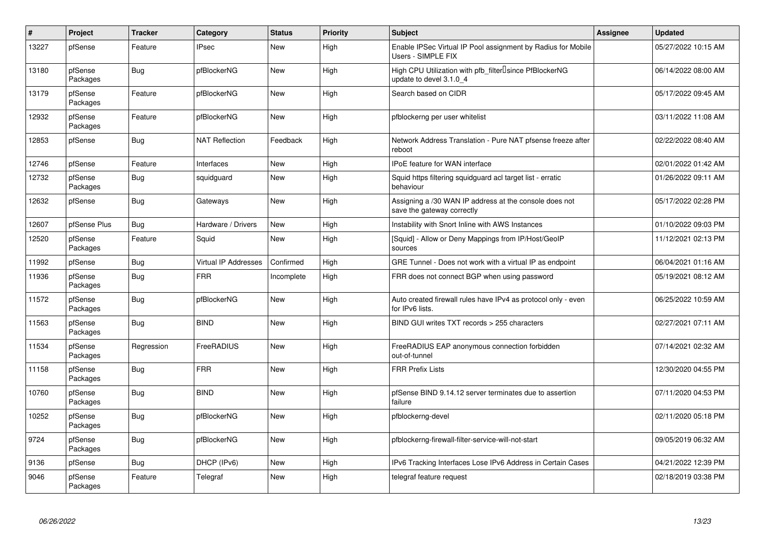| # | Project | Tracker | Category | Status | Priority | Subject | Assignee | Updated |
| --- | --- | --- | --- | --- | --- | --- | --- | --- |
| 13227 | pfSense | Feature | IPsec | New | High | Enable IPSec Virtual IP Pool assignment by Radius for Mobile Users - SIMPLE FIX | | 05/27/2022 10:15 AM |
| 13180 | pfSense Packages | Bug | pfBlockerNG | New | High | High CPU Utilization with pfb_filter since PfBlockerNG update to devel 3.1.0_4 | | 06/14/2022 08:00 AM |
| 13179 | pfSense Packages | Feature | pfBlockerNG | New | High | Search based on CIDR | | 05/17/2022 09:45 AM |
| 12932 | pfSense Packages | Feature | pfBlockerNG | New | High | pfblockerng per user whitelist | | 03/11/2022 11:08 AM |
| 12853 | pfSense | Bug | NAT Reflection | Feedback | High | Network Address Translation - Pure NAT pfsense freeze after reboot | | 02/22/2022 08:40 AM |
| 12746 | pfSense | Feature | Interfaces | New | High | IPoE feature for WAN interface | | 02/01/2022 01:42 AM |
| 12732 | pfSense Packages | Bug | squidguard | New | High | Squid https filtering squidguard acl target list - erratic behaviour | | 01/26/2022 09:11 AM |
| 12632 | pfSense | Bug | Gateways | New | High | Assigning a /30 WAN IP address at the console does not save the gateway correctly | | 05/17/2022 02:28 PM |
| 12607 | pfSense Plus | Bug | Hardware / Drivers | New | High | Instability with Snort Inline with AWS Instances | | 01/10/2022 09:03 PM |
| 12520 | pfSense Packages | Feature | Squid | New | High | [Squid] - Allow or Deny Mappings from IP/Host/GeoIP sources | | 11/12/2021 02:13 PM |
| 11992 | pfSense | Bug | Virtual IP Addresses | Confirmed | High | GRE Tunnel - Does not work with a virtual IP as endpoint | | 06/04/2021 01:16 AM |
| 11936 | pfSense Packages | Bug | FRR | Incomplete | High | FRR does not connect BGP when using password | | 05/19/2021 08:12 AM |
| 11572 | pfSense Packages | Bug | pfBlockerNG | New | High | Auto created firewall rules have IPv4 as protocol only - even for IPv6 lists. | | 06/25/2022 10:59 AM |
| 11563 | pfSense Packages | Bug | BIND | New | High | BIND GUI writes TXT records > 255 characters | | 02/27/2021 07:11 AM |
| 11534 | pfSense Packages | Regression | FreeRADIUS | New | High | FreeRADIUS EAP anonymous connection forbidden out-of-tunnel | | 07/14/2021 02:32 AM |
| 11158 | pfSense Packages | Bug | FRR | New | High | FRR Prefix Lists | | 12/30/2020 04:55 PM |
| 10760 | pfSense Packages | Bug | BIND | New | High | pfSense BIND 9.14.12 server terminates due to assertion failure | | 07/11/2020 04:53 PM |
| 10252 | pfSense Packages | Bug | pfBlockerNG | New | High | pfblockerng-devel | | 02/11/2020 05:18 PM |
| 9724 | pfSense Packages | Bug | pfBlockerNG | New | High | pfblockerng-firewall-filter-service-will-not-start | | 09/05/2019 06:32 AM |
| 9136 | pfSense | Bug | DHCP (IPv6) | New | High | IPv6 Tracking Interfaces Lose IPv6 Address in Certain Cases | | 04/21/2022 12:39 PM |
| 9046 | pfSense Packages | Feature | Telegraf | New | High | telegraf feature request | | 02/18/2019 03:38 PM |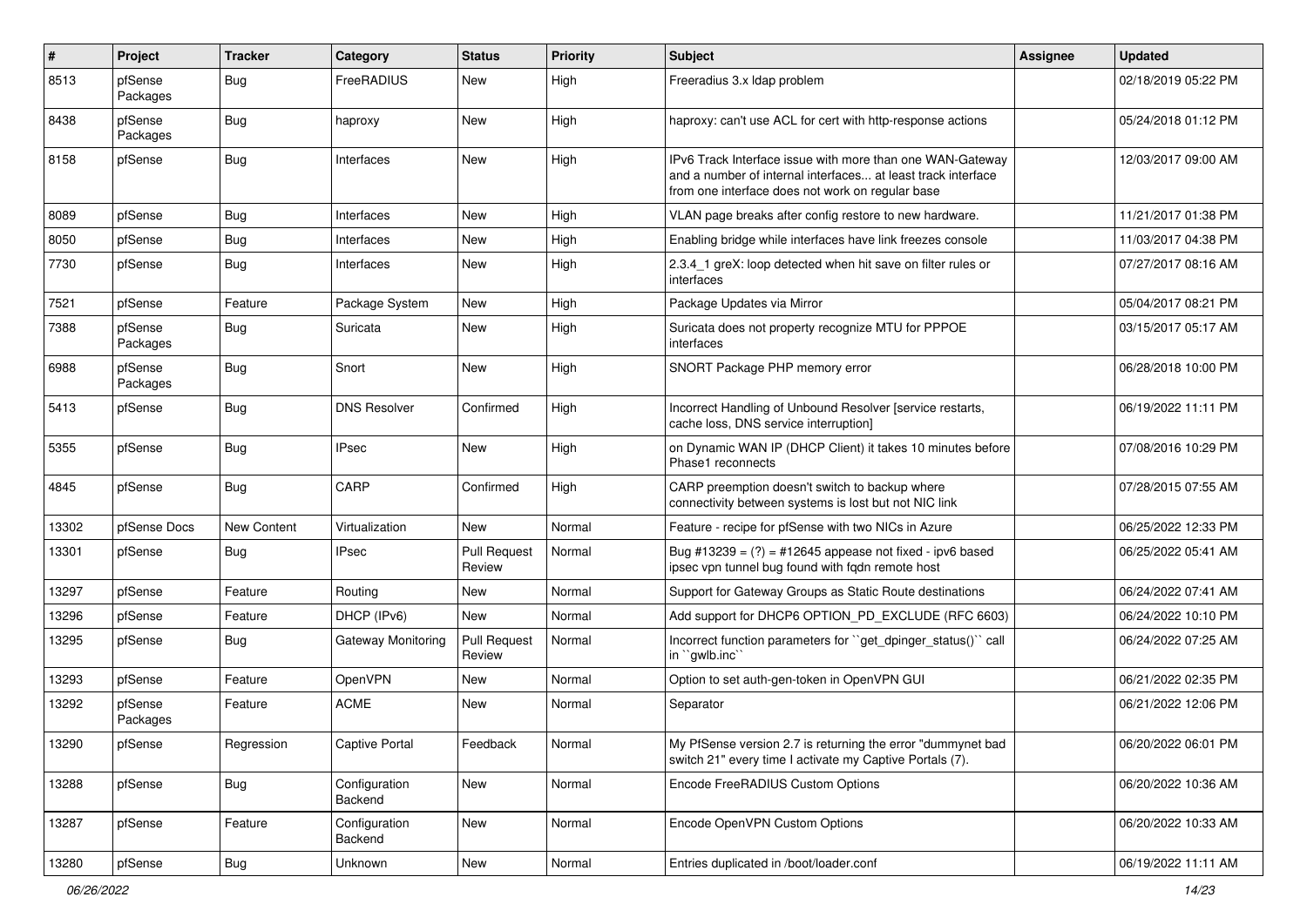| # | Project | Tracker | Category | Status | Priority | Subject | Assignee | Updated |
|---|---|---|---|---|---|---|---|---|
| 8513 | pfSense Packages | Bug | FreeRADIUS | New | High | Freeradius 3.x ldap problem | | 02/18/2019 05:22 PM |
| 8438 | pfSense Packages | Bug | haproxy | New | High | haproxy: can't use ACL for cert with http-response actions | | 05/24/2018 01:12 PM |
| 8158 | pfSense | Bug | Interfaces | New | High | IPv6 Track Interface issue with more than one WAN-Gateway and a number of internal interfaces... at least track interface from one interface does not work on regular base | | 12/03/2017 09:00 AM |
| 8089 | pfSense | Bug | Interfaces | New | High | VLAN page breaks after config restore to new hardware. | | 11/21/2017 01:38 PM |
| 8050 | pfSense | Bug | Interfaces | New | High | Enabling bridge while interfaces have link freezes console | | 11/03/2017 04:38 PM |
| 7730 | pfSense | Bug | Interfaces | New | High | 2.3.4_1 greX: loop detected when hit save on filter rules or interfaces | | 07/27/2017 08:16 AM |
| 7521 | pfSense | Feature | Package System | New | High | Package Updates via Mirror | | 05/04/2017 08:21 PM |
| 7388 | pfSense Packages | Bug | Suricata | New | High | Suricata does not property recognize MTU for PPPOE interfaces | | 03/15/2017 05:17 AM |
| 6988 | pfSense Packages | Bug | Snort | New | High | SNORT Package PHP memory error | | 06/28/2018 10:00 PM |
| 5413 | pfSense | Bug | DNS Resolver | Confirmed | High | Incorrect Handling of Unbound Resolver [service restarts, cache loss, DNS service interruption] | | 06/19/2022 11:11 PM |
| 5355 | pfSense | Bug | IPsec | New | High | on Dynamic WAN IP (DHCP Client) it takes 10 minutes before Phase1 reconnects | | 07/08/2016 10:29 PM |
| 4845 | pfSense | Bug | CARP | Confirmed | High | CARP preemption doesn't switch to backup where connectivity between systems is lost but not NIC link | | 07/28/2015 07:55 AM |
| 13302 | pfSense Docs | New Content | Virtualization | New | Normal | Feature - recipe for pfSense with two NICs in Azure | | 06/25/2022 12:33 PM |
| 13301 | pfSense | Bug | IPsec | Pull Request Review | Normal | Bug #13239 = (?) = #12645 appease not fixed - ipv6 based ipsec vpn tunnel bug found with fqdn remote host | | 06/25/2022 05:41 AM |
| 13297 | pfSense | Feature | Routing | New | Normal | Support for Gateway Groups as Static Route destinations | | 06/24/2022 07:41 AM |
| 13296 | pfSense | Feature | DHCP (IPv6) | New | Normal | Add support for DHCP6 OPTION_PD_EXCLUDE (RFC 6603) | | 06/24/2022 10:10 PM |
| 13295 | pfSense | Bug | Gateway Monitoring | Pull Request Review | Normal | Incorrect function parameters for ``get_dpinger_status()`` call in ``gwlb.inc`` | | 06/24/2022 07:25 AM |
| 13293 | pfSense | Feature | OpenVPN | New | Normal | Option to set auth-gen-token in OpenVPN GUI | | 06/21/2022 02:35 PM |
| 13292 | pfSense Packages | Feature | ACME | New | Normal | Separator | | 06/21/2022 12:06 PM |
| 13290 | pfSense | Regression | Captive Portal | Feedback | Normal | My PfSense version 2.7 is returning the error "dummynet bad switch 21" every time I activate my Captive Portals (7). | | 06/20/2022 06:01 PM |
| 13288 | pfSense | Bug | Configuration Backend | New | Normal | Encode FreeRADIUS Custom Options | | 06/20/2022 10:36 AM |
| 13287 | pfSense | Feature | Configuration Backend | New | Normal | Encode OpenVPN Custom Options | | 06/20/2022 10:33 AM |
| 13280 | pfSense | Bug | Unknown | New | Normal | Entries duplicated in /boot/loader.conf | | 06/19/2022 11:11 AM |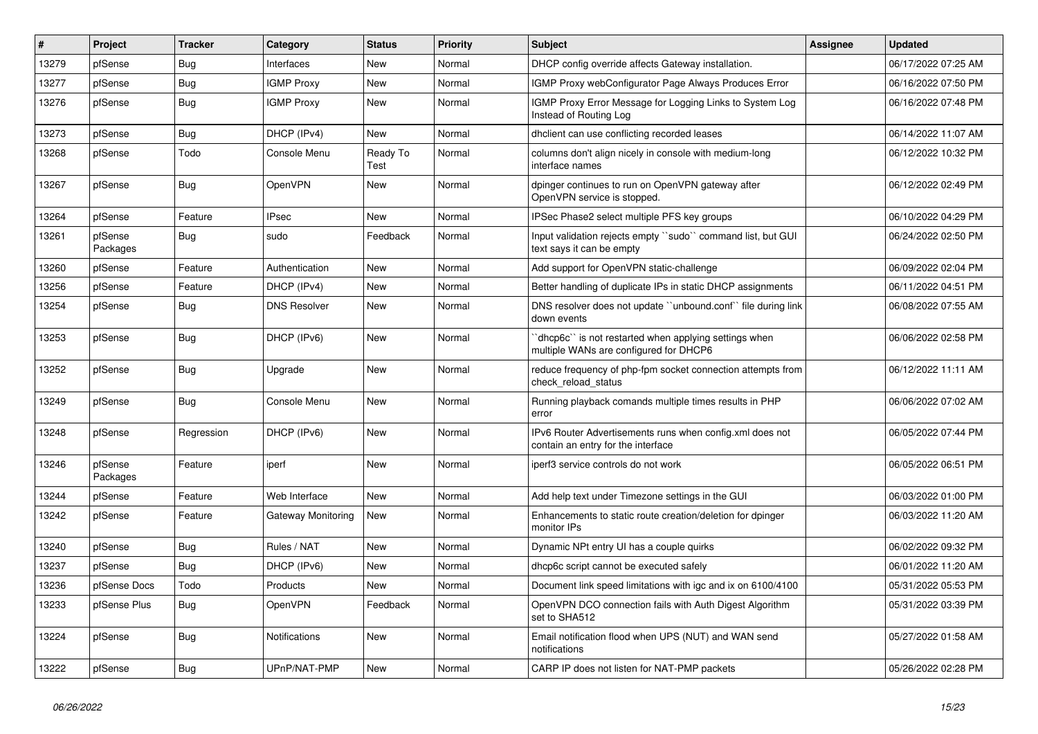| # | Project | Tracker | Category | Status | Priority | Subject | Assignee | Updated |
|---|---|---|---|---|---|---|---|---|
| 13279 | pfSense | Bug | Interfaces | New | Normal | DHCP config override affects Gateway installation. | | 06/17/2022 07:25 AM |
| 13277 | pfSense | Bug | IGMP Proxy | New | Normal | IGMP Proxy webConfigurator Page Always Produces Error | | 06/16/2022 07:50 PM |
| 13276 | pfSense | Bug | IGMP Proxy | New | Normal | IGMP Proxy Error Message for Logging Links to System Log Instead of Routing Log | | 06/16/2022 07:48 PM |
| 13273 | pfSense | Bug | DHCP (IPv4) | New | Normal | dhclient can use conflicting recorded leases | | 06/14/2022 11:07 AM |
| 13268 | pfSense | Todo | Console Menu | Ready To Test | Normal | columns don't align nicely in console with medium-long interface names | | 06/12/2022 10:32 PM |
| 13267 | pfSense | Bug | OpenVPN | New | Normal | dpinger continues to run on OpenVPN gateway after OpenVPN service is stopped. | | 06/12/2022 02:49 PM |
| 13264 | pfSense | Feature | IPsec | New | Normal | IPSec Phase2 select multiple PFS key groups | | 06/10/2022 04:29 PM |
| 13261 | pfSense Packages | Bug | sudo | Feedback | Normal | Input validation rejects empty ``sudo`` command list, but GUI text says it can be empty | | 06/24/2022 02:50 PM |
| 13260 | pfSense | Feature | Authentication | New | Normal | Add support for OpenVPN static-challenge | | 06/09/2022 02:04 PM |
| 13256 | pfSense | Feature | DHCP (IPv4) | New | Normal | Better handling of duplicate IPs in static DHCP assignments | | 06/11/2022 04:51 PM |
| 13254 | pfSense | Bug | DNS Resolver | New | Normal | DNS resolver does not update ``unbound.conf`` file during link down events | | 06/08/2022 07:55 AM |
| 13253 | pfSense | Bug | DHCP (IPv6) | New | Normal | ``dhcp6c`` is not restarted when applying settings when multiple WANs are configured for DHCP6 | | 06/06/2022 02:58 PM |
| 13252 | pfSense | Bug | Upgrade | New | Normal | reduce frequency of php-fpm socket connection attempts from check_reload_status | | 06/12/2022 11:11 AM |
| 13249 | pfSense | Bug | Console Menu | New | Normal | Running playback comands multiple times results in PHP error | | 06/06/2022 07:02 AM |
| 13248 | pfSense | Regression | DHCP (IPv6) | New | Normal | IPv6 Router Advertisements runs when config.xml does not contain an entry for the interface | | 06/05/2022 07:44 PM |
| 13246 | pfSense Packages | Feature | iperf | New | Normal | iperf3 service controls do not work | | 06/05/2022 06:51 PM |
| 13244 | pfSense | Feature | Web Interface | New | Normal | Add help text under Timezone settings in the GUI | | 06/03/2022 01:00 PM |
| 13242 | pfSense | Feature | Gateway Monitoring | New | Normal | Enhancements to static route creation/deletion for dpinger monitor IPs | | 06/03/2022 11:20 AM |
| 13240 | pfSense | Bug | Rules / NAT | New | Normal | Dynamic NPt entry UI has a couple quirks | | 06/02/2022 09:32 PM |
| 13237 | pfSense | Bug | DHCP (IPv6) | New | Normal | dhcp6c script cannot be executed safely | | 06/01/2022 11:20 AM |
| 13236 | pfSense Docs | Todo | Products | New | Normal | Document link speed limitations with igc and ix on 6100/4100 | | 05/31/2022 05:53 PM |
| 13233 | pfSense Plus | Bug | OpenVPN | Feedback | Normal | OpenVPN DCO connection fails with Auth Digest Algorithm set to SHA512 | | 05/31/2022 03:39 PM |
| 13224 | pfSense | Bug | Notifications | New | Normal | Email notification flood when UPS (NUT) and WAN send notifications | | 05/27/2022 01:58 AM |
| 13222 | pfSense | Bug | UPnP/NAT-PMP | New | Normal | CARP IP does not listen for NAT-PMP packets | | 05/26/2022 02:28 PM |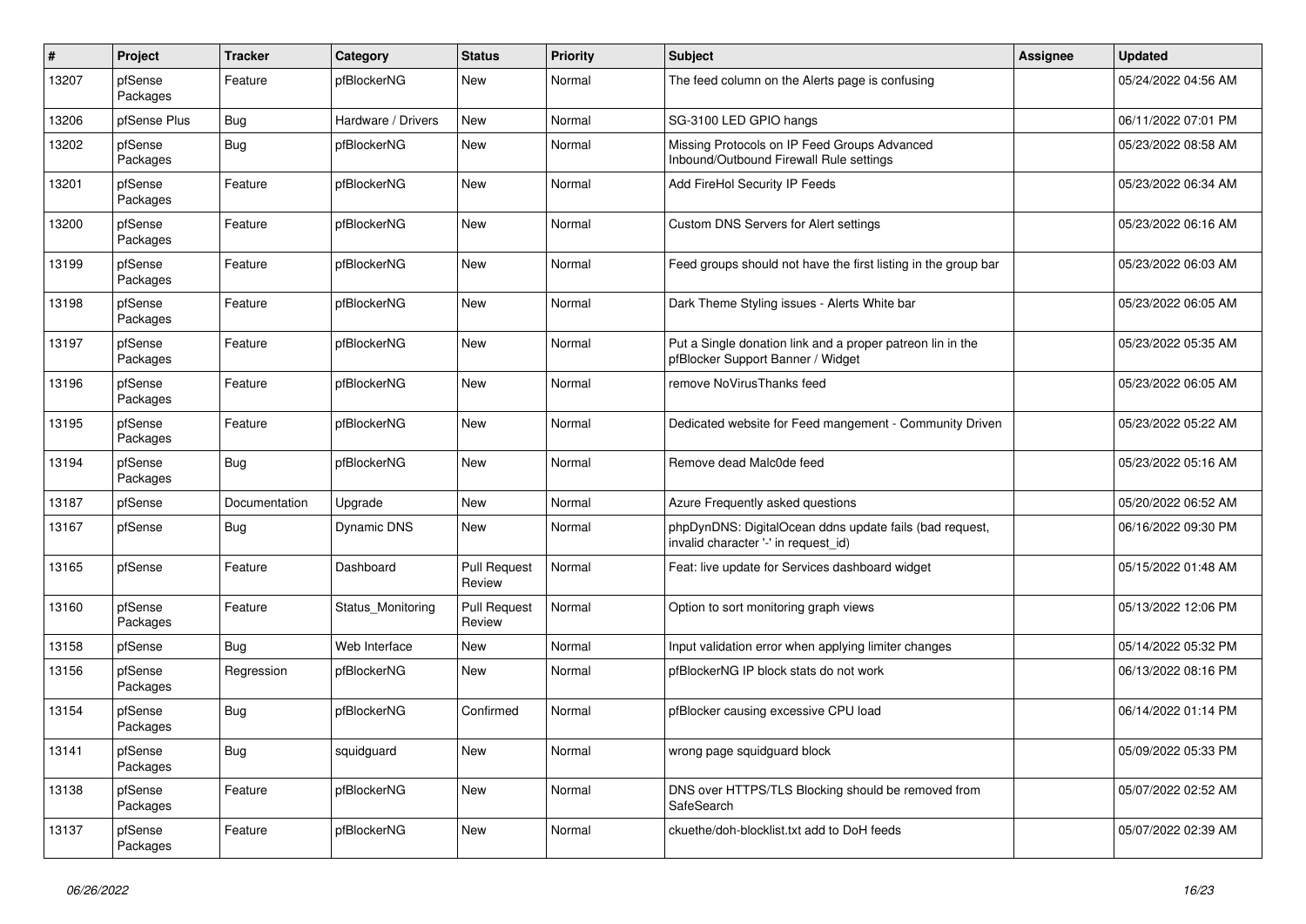| # | Project | Tracker | Category | Status | Priority | Subject | Assignee | Updated |
|---|---|---|---|---|---|---|---|---|
| 13207 | pfSense Packages | Feature | pfBlockerNG | New | Normal | The feed column on the Alerts page is confusing | | 05/24/2022 04:56 AM |
| 13206 | pfSense Plus | Bug | Hardware / Drivers | New | Normal | SG-3100 LED GPIO hangs | | 06/11/2022 07:01 PM |
| 13202 | pfSense Packages | Bug | pfBlockerNG | New | Normal | Missing Protocols on IP Feed Groups Advanced Inbound/Outbound Firewall Rule settings | | 05/23/2022 08:58 AM |
| 13201 | pfSense Packages | Feature | pfBlockerNG | New | Normal | Add FireHol Security IP Feeds | | 05/23/2022 06:34 AM |
| 13200 | pfSense Packages | Feature | pfBlockerNG | New | Normal | Custom DNS Servers for Alert settings | | 05/23/2022 06:16 AM |
| 13199 | pfSense Packages | Feature | pfBlockerNG | New | Normal | Feed groups should not have the first listing in the group bar | | 05/23/2022 06:03 AM |
| 13198 | pfSense Packages | Feature | pfBlockerNG | New | Normal | Dark Theme Styling issues - Alerts White bar | | 05/23/2022 06:05 AM |
| 13197 | pfSense Packages | Feature | pfBlockerNG | New | Normal | Put a Single donation link and a proper patreon lin in the pfBlocker Support Banner / Widget | | 05/23/2022 05:35 AM |
| 13196 | pfSense Packages | Feature | pfBlockerNG | New | Normal | remove NoVirusThanks feed | | 05/23/2022 06:05 AM |
| 13195 | pfSense Packages | Feature | pfBlockerNG | New | Normal | Dedicated website for Feed mangement - Community Driven | | 05/23/2022 05:22 AM |
| 13194 | pfSense Packages | Bug | pfBlockerNG | New | Normal | Remove dead Malc0de feed | | 05/23/2022 05:16 AM |
| 13187 | pfSense | Documentation | Upgrade | New | Normal | Azure Frequently asked questions | | 05/20/2022 06:52 AM |
| 13167 | pfSense | Bug | Dynamic DNS | New | Normal | phpDynDNS: DigitalOcean ddns update fails (bad request, invalid character '-' in request_id) | | 06/16/2022 09:30 PM |
| 13165 | pfSense | Feature | Dashboard | Pull Request Review | Normal | Feat: live update for Services dashboard widget | | 05/15/2022 01:48 AM |
| 13160 | pfSense Packages | Feature | Status_Monitoring | Pull Request Review | Normal | Option to sort monitoring graph views | | 05/13/2022 12:06 PM |
| 13158 | pfSense | Bug | Web Interface | New | Normal | Input validation error when applying limiter changes | | 05/14/2022 05:32 PM |
| 13156 | pfSense Packages | Regression | pfBlockerNG | New | Normal | pfBlockerNG IP block stats do not work | | 06/13/2022 08:16 PM |
| 13154 | pfSense Packages | Bug | pfBlockerNG | Confirmed | Normal | pfBlocker causing excessive CPU load | | 06/14/2022 01:14 PM |
| 13141 | pfSense Packages | Bug | squidguard | New | Normal | wrong page squidguard block | | 05/09/2022 05:33 PM |
| 13138 | pfSense Packages | Feature | pfBlockerNG | New | Normal | DNS over HTTPS/TLS Blocking should be removed from SafeSearch | | 05/07/2022 02:52 AM |
| 13137 | pfSense Packages | Feature | pfBlockerNG | New | Normal | ckuethe/doh-blocklist.txt add to DoH feeds | | 05/07/2022 02:39 AM |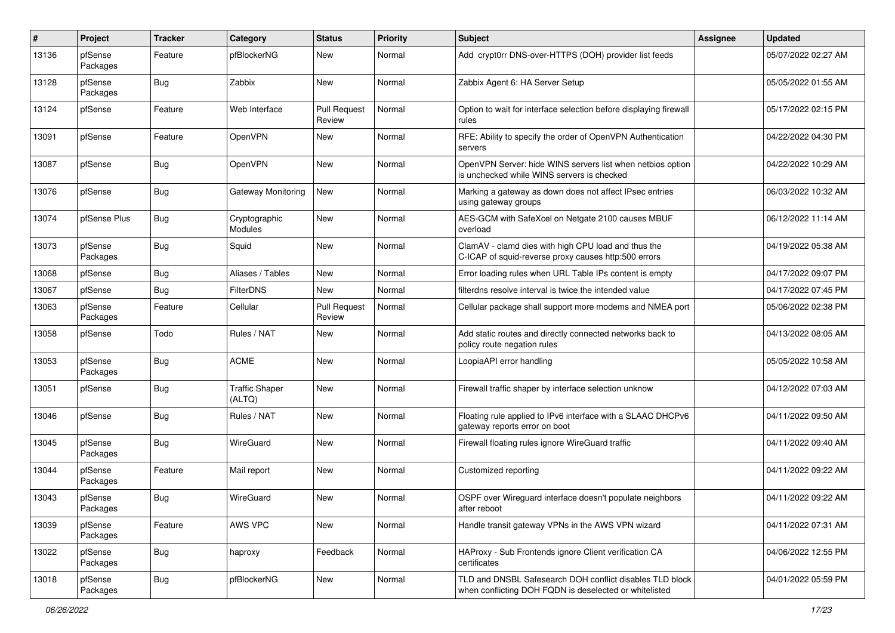| # | Project | Tracker | Category | Status | Priority | Subject | Assignee | Updated |
|---|---|---|---|---|---|---|---|---|
| 13136 | pfSense Packages | Feature | pfBlockerNG | New | Normal | Add crypt0rr DNS-over-HTTPS (DOH) provider list feeds | | 05/07/2022 02:27 AM |
| 13128 | pfSense Packages | Bug | Zabbix | New | Normal | Zabbix Agent 6: HA Server Setup | | 05/05/2022 01:55 AM |
| 13124 | pfSense | Feature | Web Interface | Pull Request Review | Normal | Option to wait for interface selection before displaying firewall rules | | 05/17/2022 02:15 PM |
| 13091 | pfSense | Feature | OpenVPN | New | Normal | RFE: Ability to specify the order of OpenVPN Authentication servers | | 04/22/2022 04:30 PM |
| 13087 | pfSense | Bug | OpenVPN | New | Normal | OpenVPN Server: hide WINS servers list when netbios option is unchecked while WINS servers is checked | | 04/22/2022 10:29 AM |
| 13076 | pfSense | Bug | Gateway Monitoring | New | Normal | Marking a gateway as down does not affect IPsec entries using gateway groups | | 06/03/2022 10:32 AM |
| 13074 | pfSense Plus | Bug | Cryptographic Modules | New | Normal | AES-GCM with SafeXcel on Netgate 2100 causes MBUF overload | | 06/12/2022 11:14 AM |
| 13073 | pfSense Packages | Bug | Squid | New | Normal | ClamAV - clamd dies with high CPU load and thus the C-ICAP of squid-reverse proxy causes http:500 errors | | 04/19/2022 05:38 AM |
| 13068 | pfSense | Bug | Aliases / Tables | New | Normal | Error loading rules when URL Table IPs content is empty | | 04/17/2022 09:07 PM |
| 13067 | pfSense | Bug | FilterDNS | New | Normal | filterdns resolve interval is twice the intended value | | 04/17/2022 07:45 PM |
| 13063 | pfSense Packages | Feature | Cellular | Pull Request Review | Normal | Cellular package shall support more modems and NMEA port | | 05/06/2022 02:38 PM |
| 13058 | pfSense | Todo | Rules / NAT | New | Normal | Add static routes and directly connected networks back to policy route negation rules | | 04/13/2022 08:05 AM |
| 13053 | pfSense Packages | Bug | ACME | New | Normal | LoopiaAPI error handling | | 05/05/2022 10:58 AM |
| 13051 | pfSense | Bug | Traffic Shaper (ALTQ) | New | Normal | Firewall traffic shaper by interface selection unknow | | 04/12/2022 07:03 AM |
| 13046 | pfSense | Bug | Rules / NAT | New | Normal | Floating rule applied to IPv6 interface with a SLAAC DHCPv6 gateway reports error on boot | | 04/11/2022 09:50 AM |
| 13045 | pfSense Packages | Bug | WireGuard | New | Normal | Firewall floating rules ignore WireGuard traffic | | 04/11/2022 09:40 AM |
| 13044 | pfSense Packages | Feature | Mail report | New | Normal | Customized reporting | | 04/11/2022 09:22 AM |
| 13043 | pfSense Packages | Bug | WireGuard | New | Normal | OSPF over Wireguard interface doesn't populate neighbors after reboot | | 04/11/2022 09:22 AM |
| 13039 | pfSense Packages | Feature | AWS VPC | New | Normal | Handle transit gateway VPNs in the AWS VPN wizard | | 04/11/2022 07:31 AM |
| 13022 | pfSense Packages | Bug | haproxy | Feedback | Normal | HAProxy - Sub Frontends ignore Client verification CA certificates | | 04/06/2022 12:55 PM |
| 13018 | pfSense Packages | Bug | pfBlockerNG | New | Normal | TLD and DNSBL Safesearch DOH conflict disables TLD block when conflicting DOH FQDN is deselected or whitelisted | | 04/01/2022 05:59 PM |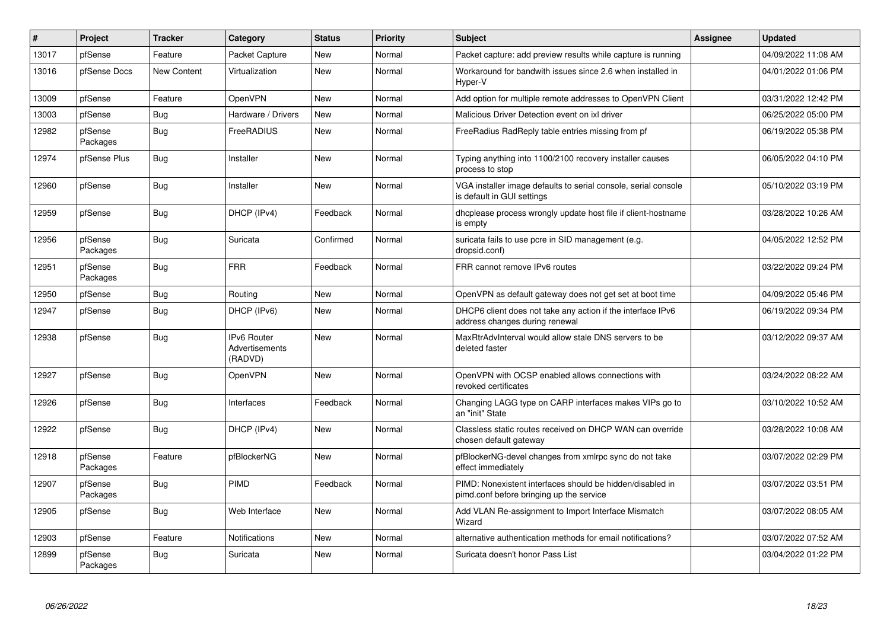| # | Project | Tracker | Category | Status | Priority | Subject | Assignee | Updated |
|---|---|---|---|---|---|---|---|---|
| 13017 | pfSense | Feature | Packet Capture | New | Normal | Packet capture: add preview results while capture is running | | 04/09/2022 11:08 AM |
| 13016 | pfSense Docs | New Content | Virtualization | New | Normal | Workaround for bandwith issues since 2.6 when installed in Hyper-V | | 04/01/2022 01:06 PM |
| 13009 | pfSense | Feature | OpenVPN | New | Normal | Add option for multiple remote addresses to OpenVPN Client | | 03/31/2022 12:42 PM |
| 13003 | pfSense | Bug | Hardware / Drivers | New | Normal | Malicious Driver Detection event on ixl driver | | 06/25/2022 05:00 PM |
| 12982 | pfSense Packages | Bug | FreeRADIUS | New | Normal | FreeRadius RadReply table entries missing from pf | | 06/19/2022 05:38 PM |
| 12974 | pfSense Plus | Bug | Installer | New | Normal | Typing anything into 1100/2100 recovery installer causes process to stop | | 06/05/2022 04:10 PM |
| 12960 | pfSense | Bug | Installer | New | Normal | VGA installer image defaults to serial console, serial console is default in GUI settings | | 05/10/2022 03:19 PM |
| 12959 | pfSense | Bug | DHCP (IPv4) | Feedback | Normal | dhcplease process wrongly update host file if client-hostname is empty | | 03/28/2022 10:26 AM |
| 12956 | pfSense Packages | Bug | Suricata | Confirmed | Normal | suricata fails to use pcre in SID management (e.g. dropsid.conf) | | 04/05/2022 12:52 PM |
| 12951 | pfSense Packages | Bug | FRR | Feedback | Normal | FRR cannot remove IPv6 routes | | 03/22/2022 09:24 PM |
| 12950 | pfSense | Bug | Routing | New | Normal | OpenVPN as default gateway does not get set at boot time | | 04/09/2022 05:46 PM |
| 12947 | pfSense | Bug | DHCP (IPv6) | New | Normal | DHCP6 client does not take any action if the interface IPv6 address changes during renewal | | 06/19/2022 09:34 PM |
| 12938 | pfSense | Bug | IPv6 Router Advertisements (RADVD) | New | Normal | MaxRtrAdvInterval would allow stale DNS servers to be deleted faster | | 03/12/2022 09:37 AM |
| 12927 | pfSense | Bug | OpenVPN | New | Normal | OpenVPN with OCSP enabled allows connections with revoked certificates | | 03/24/2022 08:22 AM |
| 12926 | pfSense | Bug | Interfaces | Feedback | Normal | Changing LAGG type on CARP interfaces makes VIPs go to an "init" State | | 03/10/2022 10:52 AM |
| 12922 | pfSense | Bug | DHCP (IPv4) | New | Normal | Classless static routes received on DHCP WAN can override chosen default gateway | | 03/28/2022 10:08 AM |
| 12918 | pfSense Packages | Feature | pfBlockerNG | New | Normal | pfBlockerNG-devel changes from xmlrpc sync do not take effect immediately | | 03/07/2022 02:29 PM |
| 12907 | pfSense Packages | Bug | PIMD | Feedback | Normal | PIMD: Nonexistent interfaces should be hidden/disabled in pimd.conf before bringing up the service | | 03/07/2022 03:51 PM |
| 12905 | pfSense | Bug | Web Interface | New | Normal | Add VLAN Re-assignment to Import Interface Mismatch Wizard | | 03/07/2022 08:05 AM |
| 12903 | pfSense | Feature | Notifications | New | Normal | alternative authentication methods for email notifications? | | 03/07/2022 07:52 AM |
| 12899 | pfSense Packages | Bug | Suricata | New | Normal | Suricata doesn't honor Pass List | | 03/04/2022 01:22 PM |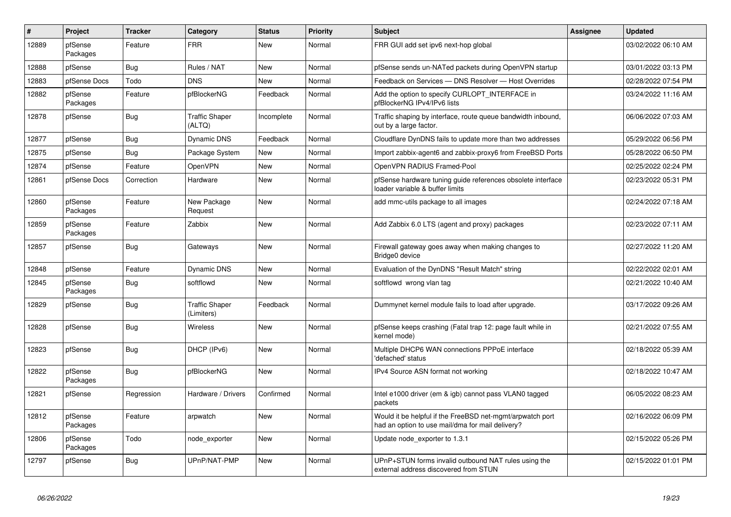| # | Project | Tracker | Category | Status | Priority | Subject | Assignee | Updated |
|---|---|---|---|---|---|---|---|---|
| 12889 | pfSense Packages | Feature | FRR | New | Normal | FRR GUI add set ipv6 next-hop global | | 03/02/2022 06:10 AM |
| 12888 | pfSense | Bug | Rules / NAT | New | Normal | pfSense sends un-NATed packets during OpenVPN startup | | 03/01/2022 03:13 PM |
| 12883 | pfSense Docs | Todo | DNS | New | Normal | Feedback on Services — DNS Resolver — Host Overrides | | 02/28/2022 07:54 PM |
| 12882 | pfSense Packages | Feature | pfBlockerNG | Feedback | Normal | Add the option to specify CURLOPT_INTERFACE in pfBlockerNG IPv4/IPv6 lists | | 03/24/2022 11:16 AM |
| 12878 | pfSense | Bug | Traffic Shaper (ALTQ) | Incomplete | Normal | Traffic shaping by interface, route queue bandwidth inbound, out by a large factor. | | 06/06/2022 07:03 AM |
| 12877 | pfSense | Bug | Dynamic DNS | Feedback | Normal | Cloudflare DynDNS fails to update more than two addresses | | 05/29/2022 06:56 PM |
| 12875 | pfSense | Bug | Package System | New | Normal | Import zabbix-agent6 and zabbix-proxy6 from FreeBSD Ports | | 05/28/2022 06:50 PM |
| 12874 | pfSense | Feature | OpenVPN | New | Normal | OpenVPN RADIUS Framed-Pool | | 02/25/2022 02:24 PM |
| 12861 | pfSense Docs | Correction | Hardware | New | Normal | pfSense hardware tuning guide references obsolete interface loader variable & buffer limits | | 02/23/2022 05:31 PM |
| 12860 | pfSense Packages | Feature | New Package Request | New | Normal | add mmc-utils package to all images | | 02/24/2022 07:18 AM |
| 12859 | pfSense Packages | Feature | Zabbix | New | Normal | Add Zabbix 6.0 LTS (agent and proxy) packages | | 02/23/2022 07:11 AM |
| 12857 | pfSense | Bug | Gateways | New | Normal | Firewall gateway goes away when making changes to Bridge0 device | | 02/27/2022 11:20 AM |
| 12848 | pfSense | Feature | Dynamic DNS | New | Normal | Evaluation of the DynDNS "Result Match" string | | 02/22/2022 02:01 AM |
| 12845 | pfSense Packages | Bug | softflowd | New | Normal | softflowd wrong vlan tag | | 02/21/2022 10:40 AM |
| 12829 | pfSense | Bug | Traffic Shaper (Limiters) | Feedback | Normal | Dummynet kernel module fails to load after upgrade. | | 03/17/2022 09:26 AM |
| 12828 | pfSense | Bug | Wireless | New | Normal | pfSense keeps crashing (Fatal trap 12: page fault while in kernel mode) | | 02/21/2022 07:55 AM |
| 12823 | pfSense | Bug | DHCP (IPv6) | New | Normal | Multiple DHCP6 WAN connections PPPoE interface 'defached' status | | 02/18/2022 05:39 AM |
| 12822 | pfSense Packages | Bug | pfBlockerNG | New | Normal | IPv4 Source ASN format not working | | 02/18/2022 10:47 AM |
| 12821 | pfSense | Regression | Hardware / Drivers | Confirmed | Normal | Intel e1000 driver (em & igb) cannot pass VLAN0 tagged packets | | 06/05/2022 08:23 AM |
| 12812 | pfSense Packages | Feature | arpwatch | New | Normal | Would it be helpful if the FreeBSD net-mgmt/arpwatch port had an option to use mail/dma for mail delivery? | | 02/16/2022 06:09 PM |
| 12806 | pfSense Packages | Todo | node_exporter | New | Normal | Update node_exporter to 1.3.1 | | 02/15/2022 05:26 PM |
| 12797 | pfSense | Bug | UPnP/NAT-PMP | New | Normal | UPnP+STUN forms invalid outbound NAT rules using the external address discovered from STUN | | 02/15/2022 01:01 PM |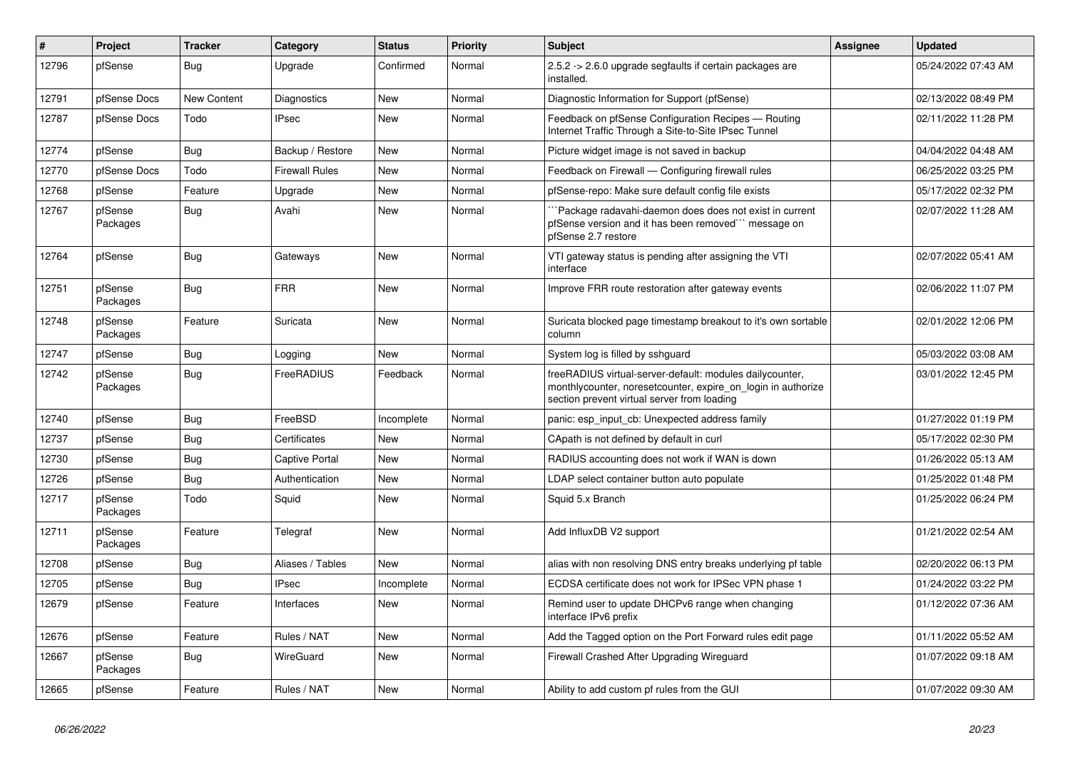| # | Project | Tracker | Category | Status | Priority | Subject | Assignee | Updated |
|---|---|---|---|---|---|---|---|---|
| 12796 | pfSense | Bug | Upgrade | Confirmed | Normal | 2.5.2 -> 2.6.0 upgrade segfaults if certain packages are installed. | | 05/24/2022 07:43 AM |
| 12791 | pfSense Docs | New Content | Diagnostics | New | Normal | Diagnostic Information for Support (pfSense) | | 02/13/2022 08:49 PM |
| 12787 | pfSense Docs | Todo | IPsec | New | Normal | Feedback on pfSense Configuration Recipes — Routing Internet Traffic Through a Site-to-Site IPsec Tunnel | | 02/11/2022 11:28 PM |
| 12774 | pfSense | Bug | Backup / Restore | New | Normal | Picture widget image is not saved in backup | | 04/04/2022 04:48 AM |
| 12770 | pfSense Docs | Todo | Firewall Rules | New | Normal | Feedback on Firewall — Configuring firewall rules | | 06/25/2022 03:25 PM |
| 12768 | pfSense | Feature | Upgrade | New | Normal | pfSense-repo: Make sure default config file exists | | 05/17/2022 02:32 PM |
| 12767 | pfSense Packages | Bug | Avahi | New | Normal | ```Package radavahi-daemon does does not exist in current pfSense version and it has been removed``` message on pfSense 2.7 restore | | 02/07/2022 11:28 AM |
| 12764 | pfSense | Bug | Gateways | New | Normal | VTI gateway status is pending after assigning the VTI interface | | 02/07/2022 05:41 AM |
| 12751 | pfSense Packages | Bug | FRR | New | Normal | Improve FRR route restoration after gateway events | | 02/06/2022 11:07 PM |
| 12748 | pfSense Packages | Feature | Suricata | New | Normal | Suricata blocked page timestamp breakout to it's own sortable column | | 02/01/2022 12:06 PM |
| 12747 | pfSense | Bug | Logging | New | Normal | System log is filled by sshguard | | 05/03/2022 03:08 AM |
| 12742 | pfSense Packages | Bug | FreeRADIUS | Feedback | Normal | freeRADIUS virtual-server-default: modules dailycounter, monthlycounter, noresetcounter, expire_on_login in authorize section prevent virtual server from loading | | 03/01/2022 12:45 PM |
| 12740 | pfSense | Bug | FreeBSD | Incomplete | Normal | panic: esp_input_cb: Unexpected address family | | 01/27/2022 01:19 PM |
| 12737 | pfSense | Bug | Certificates | New | Normal | CApath is not defined by default in curl | | 05/17/2022 02:30 PM |
| 12730 | pfSense | Bug | Captive Portal | New | Normal | RADIUS accounting does not work if WAN is down | | 01/26/2022 05:13 AM |
| 12726 | pfSense | Bug | Authentication | New | Normal | LDAP select container button auto populate | | 01/25/2022 01:48 PM |
| 12717 | pfSense Packages | Todo | Squid | New | Normal | Squid 5.x Branch | | 01/25/2022 06:24 PM |
| 12711 | pfSense Packages | Feature | Telegraf | New | Normal | Add InfluxDB V2 support | | 01/21/2022 02:54 AM |
| 12708 | pfSense | Bug | Aliases / Tables | New | Normal | alias with non resolving DNS entry breaks underlying pf table | | 02/20/2022 06:13 PM |
| 12705 | pfSense | Bug | IPsec | Incomplete | Normal | ECDSA certificate does not work for IPSec VPN phase 1 | | 01/24/2022 03:22 PM |
| 12679 | pfSense | Feature | Interfaces | New | Normal | Remind user to update DHCPv6 range when changing interface IPv6 prefix | | 01/12/2022 07:36 AM |
| 12676 | pfSense | Feature | Rules / NAT | New | Normal | Add the Tagged option on the Port Forward rules edit page | | 01/11/2022 05:52 AM |
| 12667 | pfSense Packages | Bug | WireGuard | New | Normal | Firewall Crashed After Upgrading Wireguard | | 01/07/2022 09:18 AM |
| 12665 | pfSense | Feature | Rules / NAT | New | Normal | Ability to add custom pf rules from the GUI | | 01/07/2022 09:30 AM |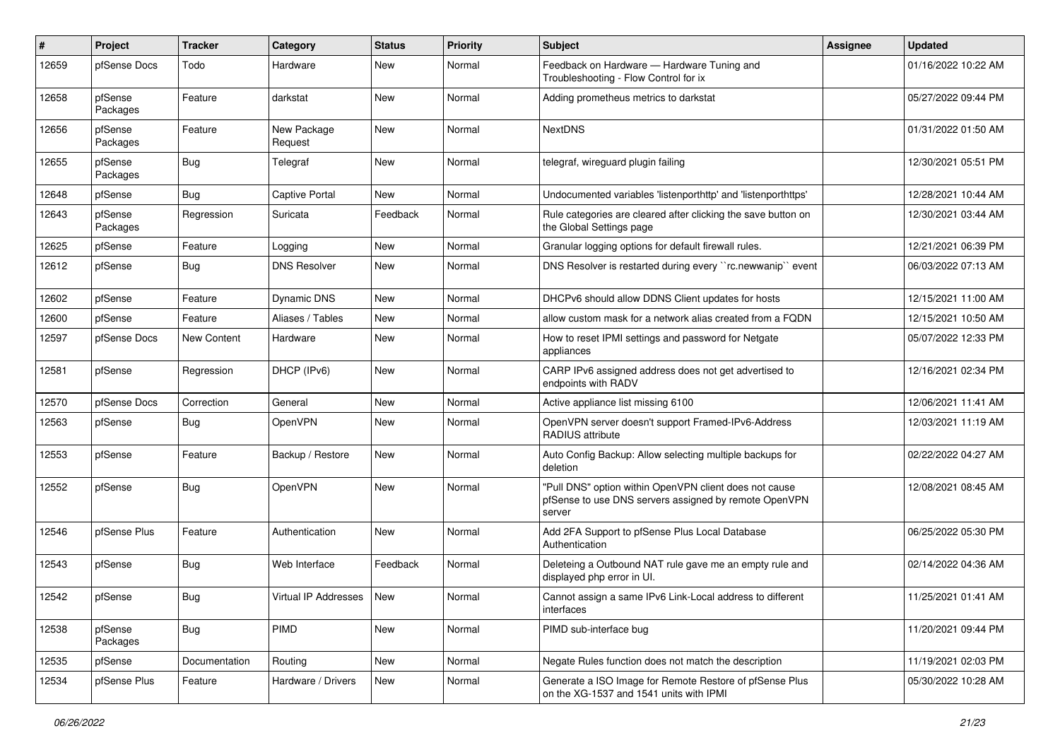| # | Project | Tracker | Category | Status | Priority | Subject | Assignee | Updated |
|---|---|---|---|---|---|---|---|---|
| 12659 | pfSense Docs | Todo | Hardware | New | Normal | Feedback on Hardware — Hardware Tuning and Troubleshooting - Flow Control for ix | | 01/16/2022 10:22 AM |
| 12658 | pfSense Packages | Feature | darkstat | New | Normal | Adding prometheus metrics to darkstat | | 05/27/2022 09:44 PM |
| 12656 | pfSense Packages | Feature | New Package Request | New | Normal | NextDNS | | 01/31/2022 01:50 AM |
| 12655 | pfSense Packages | Bug | Telegraf | New | Normal | telegraf, wireguard plugin failing | | 12/30/2021 05:51 PM |
| 12648 | pfSense | Bug | Captive Portal | New | Normal | Undocumented variables 'listenporthttp' and 'listenporthttps' | | 12/28/2021 10:44 AM |
| 12643 | pfSense Packages | Regression | Suricata | Feedback | Normal | Rule categories are cleared after clicking the save button on the Global Settings page | | 12/30/2021 03:44 AM |
| 12625 | pfSense | Feature | Logging | New | Normal | Granular logging options for default firewall rules. | | 12/21/2021 06:39 PM |
| 12612 | pfSense | Bug | DNS Resolver | New | Normal | DNS Resolver is restarted during every ``rc.newwanip`` event | | 06/03/2022 07:13 AM |
| 12602 | pfSense | Feature | Dynamic DNS | New | Normal | DHCPv6 should allow DDNS Client updates for hosts | | 12/15/2021 11:00 AM |
| 12600 | pfSense | Feature | Aliases / Tables | New | Normal | allow custom mask for a network alias created from a FQDN | | 12/15/2021 10:50 AM |
| 12597 | pfSense Docs | New Content | Hardware | New | Normal | How to reset IPMI settings and password for Netgate appliances | | 05/07/2022 12:33 PM |
| 12581 | pfSense | Regression | DHCP (IPv6) | New | Normal | CARP IPv6 assigned address does not get advertised to endpoints with RADV | | 12/16/2021 02:34 PM |
| 12570 | pfSense Docs | Correction | General | New | Normal | Active appliance list missing 6100 | | 12/06/2021 11:41 AM |
| 12563 | pfSense | Bug | OpenVPN | New | Normal | OpenVPN server doesn't support Framed-IPv6-Address RADIUS attribute | | 12/03/2021 11:19 AM |
| 12553 | pfSense | Feature | Backup / Restore | New | Normal | Auto Config Backup: Allow selecting multiple backups for deletion | | 02/22/2022 04:27 AM |
| 12552 | pfSense | Bug | OpenVPN | New | Normal | "Pull DNS" option within OpenVPN client does not cause pfSense to use DNS servers assigned by remote OpenVPN server | | 12/08/2021 08:45 AM |
| 12546 | pfSense Plus | Feature | Authentication | New | Normal | Add 2FA Support to pfSense Plus Local Database Authentication | | 06/25/2022 05:30 PM |
| 12543 | pfSense | Bug | Web Interface | Feedback | Normal | Deleteing a Outbound NAT rule gave me an empty rule and displayed php error in UI. | | 02/14/2022 04:36 AM |
| 12542 | pfSense | Bug | Virtual IP Addresses | New | Normal | Cannot assign a same IPv6 Link-Local address to different interfaces | | 11/25/2021 01:41 AM |
| 12538 | pfSense Packages | Bug | PIMD | New | Normal | PIMD sub-interface bug | | 11/20/2021 09:44 PM |
| 12535 | pfSense | Documentation | Routing | New | Normal | Negate Rules function does not match the description | | 11/19/2021 02:03 PM |
| 12534 | pfSense Plus | Feature | Hardware / Drivers | New | Normal | Generate a ISO Image for Remote Restore of pfSense Plus on the XG-1537 and 1541 units with IPMI | | 05/30/2022 10:28 AM |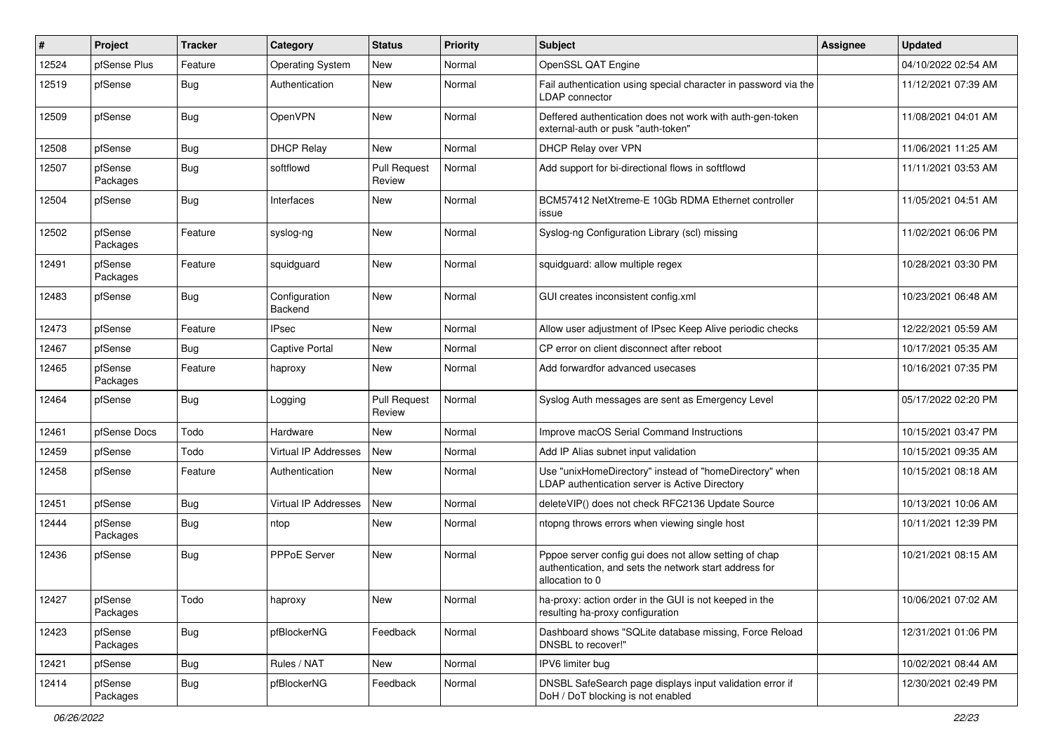| # | Project | Tracker | Category | Status | Priority | Subject | Assignee | Updated |
|---|---|---|---|---|---|---|---|---|
| 12524 | pfSense Plus | Feature | Operating System | New | Normal | OpenSSL QAT Engine | | 04/10/2022 02:54 AM |
| 12519 | pfSense | Bug | Authentication | New | Normal | Fail authentication using special character in password via the LDAP connector | | 11/12/2021 07:39 AM |
| 12509 | pfSense | Bug | OpenVPN | New | Normal | Deffered authentication does not work with auth-gen-token external-auth or pusk "auth-token" | | 11/08/2021 04:01 AM |
| 12508 | pfSense | Bug | DHCP Relay | New | Normal | DHCP Relay over VPN | | 11/06/2021 11:25 AM |
| 12507 | pfSense Packages | Bug | softflowd | Pull Request Review | Normal | Add support for bi-directional flows in softflowd | | 11/11/2021 03:53 AM |
| 12504 | pfSense | Bug | Interfaces | New | Normal | BCM57412 NetXtreme-E 10Gb RDMA Ethernet controller issue | | 11/05/2021 04:51 AM |
| 12502 | pfSense Packages | Feature | syslog-ng | New | Normal | Syslog-ng Configuration Library (scl) missing | | 11/02/2021 06:06 PM |
| 12491 | pfSense Packages | Feature | squidguard | New | Normal | squidguard: allow multiple regex | | 10/28/2021 03:30 PM |
| 12483 | pfSense | Bug | Configuration Backend | New | Normal | GUI creates inconsistent config.xml | | 10/23/2021 06:48 AM |
| 12473 | pfSense | Feature | IPsec | New | Normal | Allow user adjustment of IPsec Keep Alive periodic checks | | 12/22/2021 05:59 AM |
| 12467 | pfSense | Bug | Captive Portal | New | Normal | CP error on client disconnect after reboot | | 10/17/2021 05:35 AM |
| 12465 | pfSense Packages | Feature | haproxy | New | Normal | Add forwardfor advanced usecases | | 10/16/2021 07:35 PM |
| 12464 | pfSense | Bug | Logging | Pull Request Review | Normal | Syslog Auth messages are sent as Emergency Level | | 05/17/2022 02:20 PM |
| 12461 | pfSense Docs | Todo | Hardware | New | Normal | Improve macOS Serial Command Instructions | | 10/15/2021 03:47 PM |
| 12459 | pfSense | Todo | Virtual IP Addresses | New | Normal | Add IP Alias subnet input validation | | 10/15/2021 09:35 AM |
| 12458 | pfSense | Feature | Authentication | New | Normal | Use "unixHomeDirectory" instead of "homeDirectory" when LDAP authentication server is Active Directory | | 10/15/2021 08:18 AM |
| 12451 | pfSense | Bug | Virtual IP Addresses | New | Normal | deleteVIP() does not check RFC2136 Update Source | | 10/13/2021 10:06 AM |
| 12444 | pfSense Packages | Bug | ntop | New | Normal | ntopng throws errors when viewing single host | | 10/11/2021 12:39 PM |
| 12436 | pfSense | Bug | PPPoE Server | New | Normal | Pppoe server config gui does not allow setting of chap authentication, and sets the network start address for allocation to 0 | | 10/21/2021 08:15 AM |
| 12427 | pfSense Packages | Todo | haproxy | New | Normal | ha-proxy: action order in the GUI is not keeped in the resulting ha-proxy configuration | | 10/06/2021 07:02 AM |
| 12423 | pfSense Packages | Bug | pfBlockerNG | Feedback | Normal | Dashboard shows "SQLite database missing, Force Reload DNSBL to recover!" | | 12/31/2021 01:06 PM |
| 12421 | pfSense | Bug | Rules / NAT | New | Normal | IPV6 limiter bug | | 10/02/2021 08:44 AM |
| 12414 | pfSense Packages | Bug | pfBlockerNG | Feedback | Normal | DNSBL SafeSearch page displays input validation error if DoH / DoT blocking is not enabled | | 12/30/2021 02:49 PM |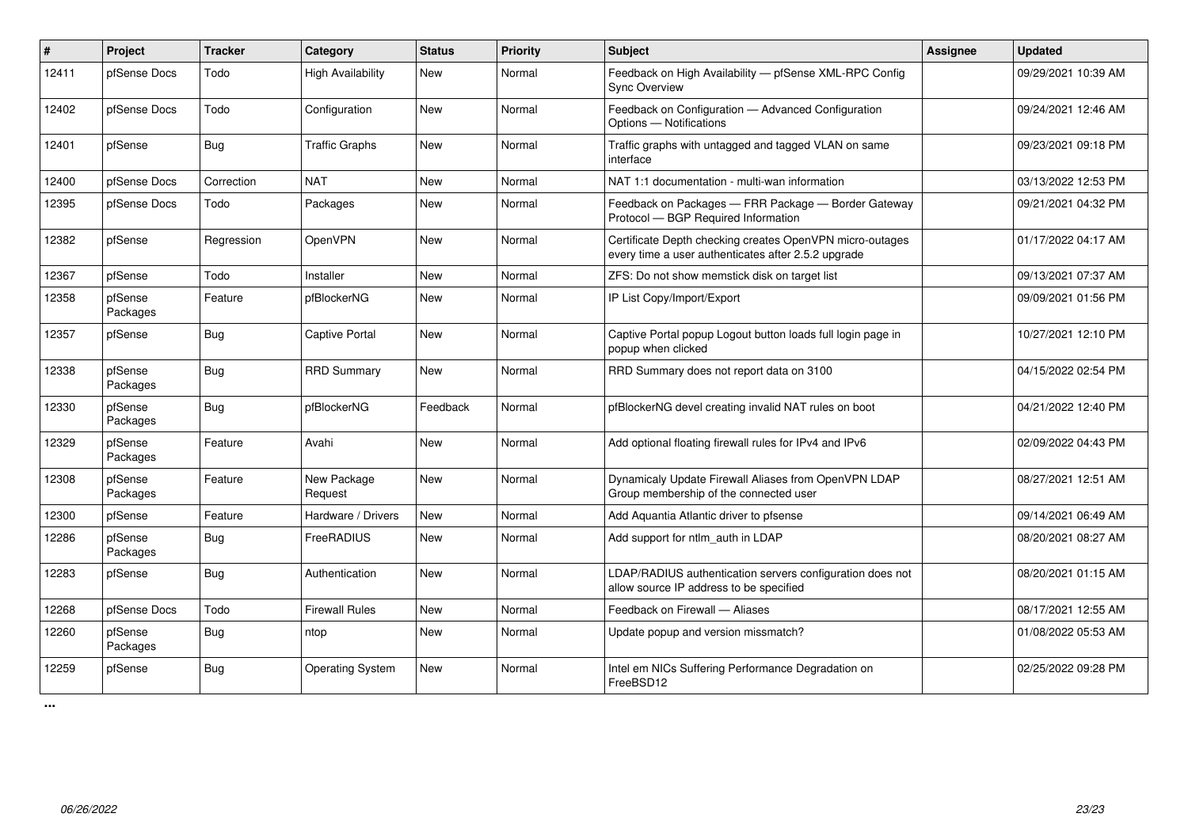| # | Project | Tracker | Category | Status | Priority | Subject | Assignee | Updated |
| --- | --- | --- | --- | --- | --- | --- | --- | --- |
| 12411 | pfSense Docs | Todo | High Availability | New | Normal | Feedback on High Availability — pfSense XML-RPC Config Sync Overview | | 09/29/2021 10:39 AM |
| 12402 | pfSense Docs | Todo | Configuration | New | Normal | Feedback on Configuration — Advanced Configuration Options — Notifications | | 09/24/2021 12:46 AM |
| 12401 | pfSense | Bug | Traffic Graphs | New | Normal | Traffic graphs with untagged and tagged VLAN on same interface | | 09/23/2021 09:18 PM |
| 12400 | pfSense Docs | Correction | NAT | New | Normal | NAT 1:1 documentation - multi-wan information | | 03/13/2022 12:53 PM |
| 12395 | pfSense Docs | Todo | Packages | New | Normal | Feedback on Packages — FRR Package — Border Gateway Protocol — BGP Required Information | | 09/21/2021 04:32 PM |
| 12382 | pfSense | Regression | OpenVPN | New | Normal | Certificate Depth checking creates OpenVPN micro-outages every time a user authenticates after 2.5.2 upgrade | | 01/17/2022 04:17 AM |
| 12367 | pfSense | Todo | Installer | New | Normal | ZFS: Do not show memstick disk on target list | | 09/13/2021 07:37 AM |
| 12358 | pfSense Packages | Feature | pfBlockerNG | New | Normal | IP List Copy/Import/Export | | 09/09/2021 01:56 PM |
| 12357 | pfSense | Bug | Captive Portal | New | Normal | Captive Portal popup Logout button loads full login page in popup when clicked | | 10/27/2021 12:10 PM |
| 12338 | pfSense Packages | Bug | RRD Summary | New | Normal | RRD Summary does not report data on 3100 | | 04/15/2022 02:54 PM |
| 12330 | pfSense Packages | Bug | pfBlockerNG | Feedback | Normal | pfBlockerNG devel creating invalid NAT rules on boot | | 04/21/2022 12:40 PM |
| 12329 | pfSense Packages | Feature | Avahi | New | Normal | Add optional floating firewall rules for IPv4 and IPv6 | | 02/09/2022 04:43 PM |
| 12308 | pfSense Packages | Feature | New Package Request | New | Normal | Dynamicaly Update Firewall Aliases from OpenVPN LDAP Group membership of the connected user | | 08/27/2021 12:51 AM |
| 12300 | pfSense | Feature | Hardware / Drivers | New | Normal | Add Aquantia Atlantic driver to pfsense | | 09/14/2021 06:49 AM |
| 12286 | pfSense Packages | Bug | FreeRADIUS | New | Normal | Add support for ntlm_auth in LDAP | | 08/20/2021 08:27 AM |
| 12283 | pfSense | Bug | Authentication | New | Normal | LDAP/RADIUS authentication servers configuration does not allow source IP address to be specified | | 08/20/2021 01:15 AM |
| 12268 | pfSense Docs | Todo | Firewall Rules | New | Normal | Feedback on Firewall — Aliases | | 08/17/2021 12:55 AM |
| 12260 | pfSense Packages | Bug | ntop | New | Normal | Update popup and version missmatch? | | 01/08/2022 05:53 AM |
| 12259 | pfSense | Bug | Operating System | New | Normal | Intel em NICs Suffering Performance Degradation on FreeBSD12 | | 02/25/2022 09:28 PM |

...